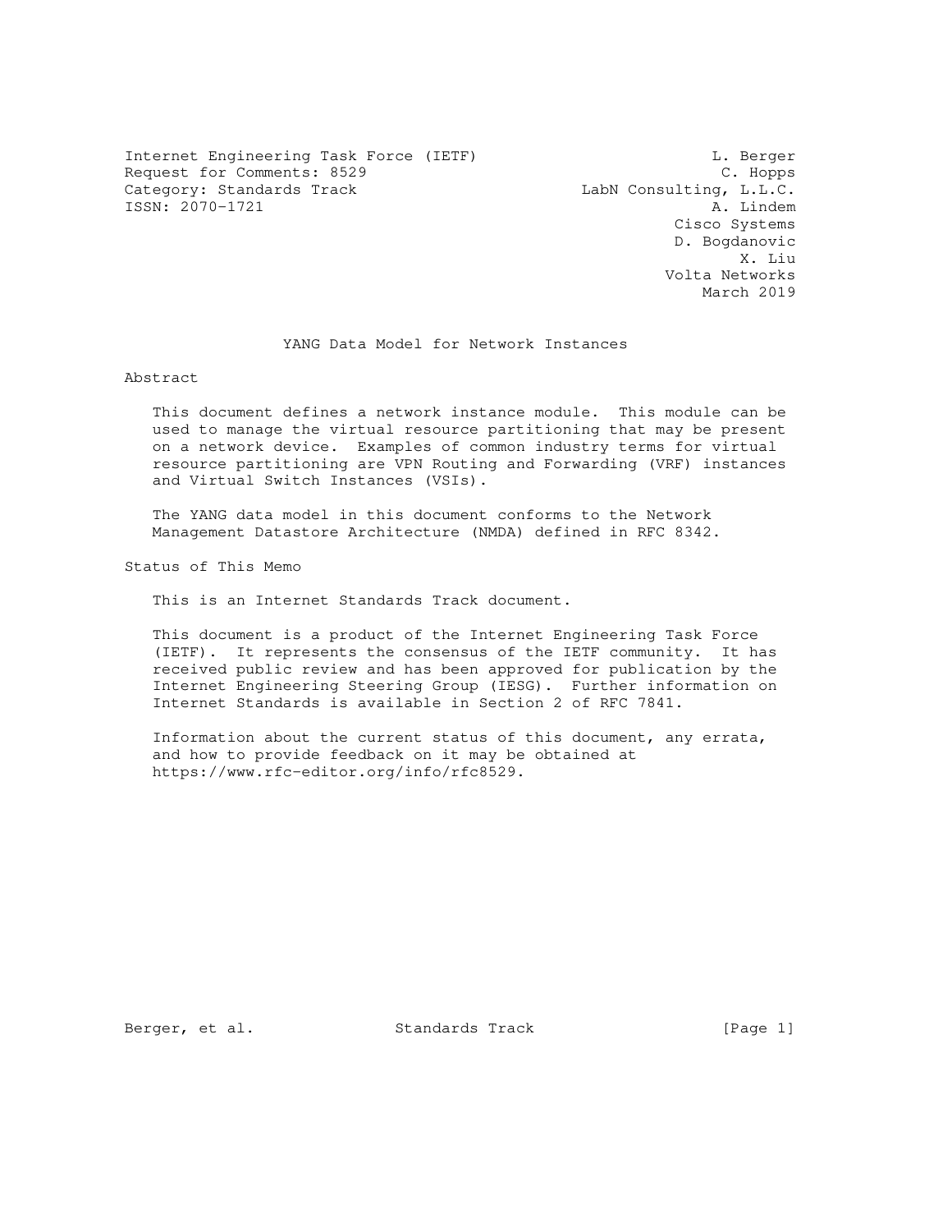Internet Engineering Task Force (IETF) L. Berger
Request for Comments: 8529 C. Hopps
Category: Standards Track LabN Consulting, L.L.C.
ISSN: 2070-1721 A. Lindem
Cisco Systems
D. Bogdanovic
X. Liu
Volta Networks
March 2019

# YANG Data Model for Network Instances

## Abstract

This document defines a network instance module. This module can be used to manage the virtual resource partitioning that may be present on a network device. Examples of common industry terms for virtual resource partitioning are VPN Routing and Forwarding (VRF) instances and Virtual Switch Instances (VSIs).

The YANG data model in this document conforms to the Network Management Datastore Architecture (NMDA) defined in RFC 8342.

## Status of This Memo

This is an Internet Standards Track document.

This document is a product of the Internet Engineering Task Force (IETF). It represents the consensus of the IETF community. It has received public review and has been approved for publication by the Internet Engineering Steering Group (IESG). Further information on Internet Standards is available in Section 2 of RFC 7841.

Information about the current status of this document, any errata, and how to provide feedback on it may be obtained at https://www.rfc-editor.org/info/rfc8529.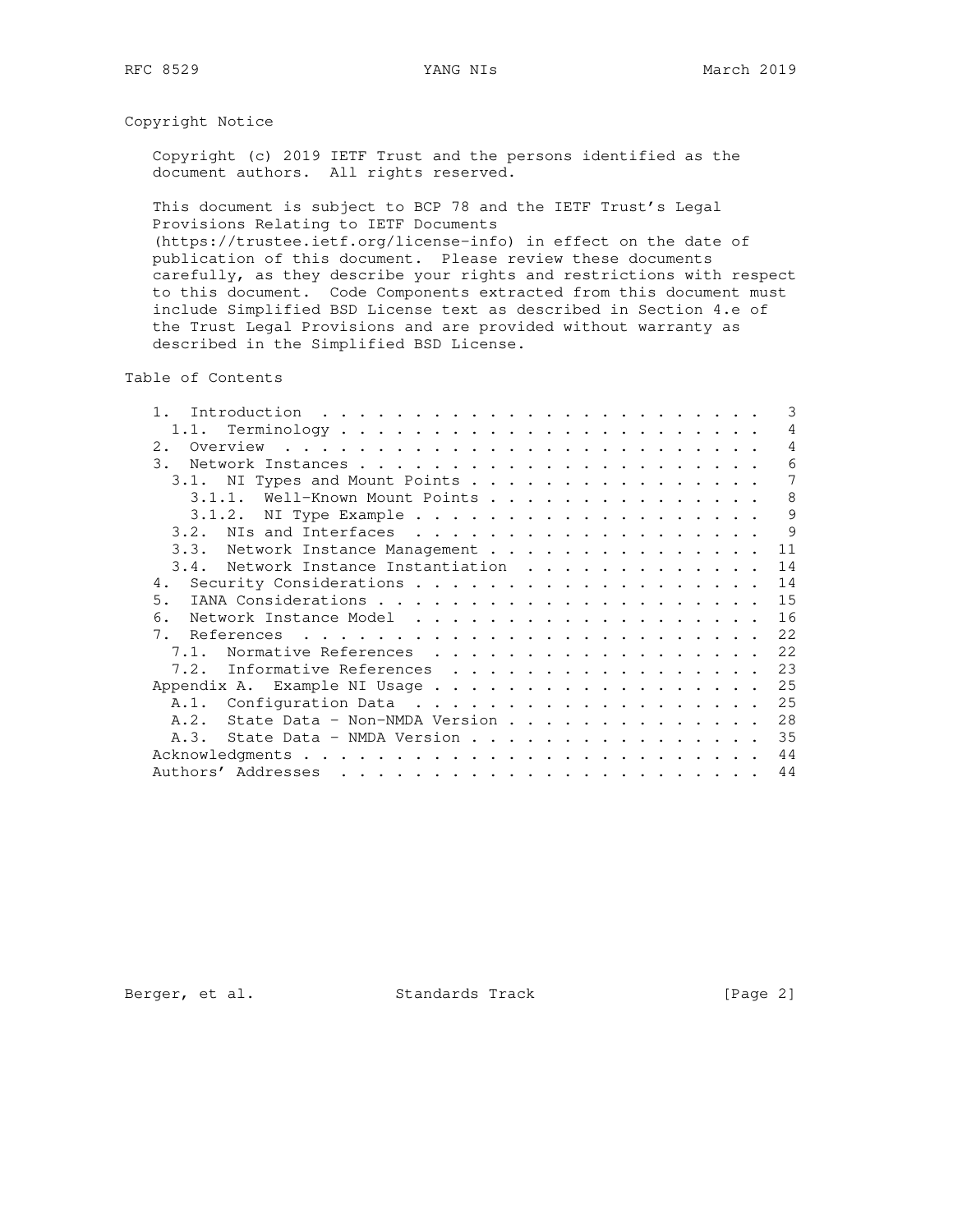## Copyright Notice

Copyright (c) 2019 IETF Trust and the persons identified as the document authors. All rights reserved.

This document is subject to BCP 78 and the IETF Trust's Legal Provisions Relating to IETF Documents (https://trustee.ietf.org/license-info) in effect on the date of publication of this document. Please review these documents carefully, as they describe your rights and restrictions with respect to this document. Code Components extracted from this document must include Simplified BSD License text as described in Section 4.e of the Trust Legal Provisions and are provided without warranty as described in the Simplified BSD License.

## Table of Contents

```
   1.  Introduction . . . . . . . . . . . . . . . . . . . . . . . .   3
     1.1.  Terminology  . . . . . . . . . . . . . . . . . . . . . .   4
   2.  Overview . . . . . . . . . . . . . . . . . . . . . . . . . .   4
   3.  Network Instances  . . . . . . . . . . . . . . . . . . . . .   6
     3.1.  NI Types and Mount Points  . . . . . . . . . . . . . . .   7
       3.1.1.  Well-Known Mount Points  . . . . . . . . . . . . . .   8
       3.1.2.  NI Type Example  . . . . . . . . . . . . . . . . . .   9
     3.2.  NIs and Interfaces . . . . . . . . . . . . . . . . . . .   9
     3.3.  Network Instance Management  . . . . . . . . . . . . . .  11
     3.4.  Network Instance Instantiation . . . . . . . . . . . . .  14
   4.  Security Considerations  . . . . . . . . . . . . . . . . . .  14
   5.  IANA Considerations  . . . . . . . . . . . . . . . . . . . .  15
   6.  Network Instance Model . . . . . . . . . . . . . . . . . . .  16
   7.  References . . . . . . . . . . . . . . . . . . . . . . . . .  22
     7.1.  Normative References . . . . . . . . . . . . . . . . . .  22
     7.2.  Informative References . . . . . . . . . . . . . . . . .  23
   Appendix A.  Example NI Usage  . . . . . . . . . . . . . . . . .  25
     A.1.  Configuration Data . . . . . . . . . . . . . . . . . . .  25
     A.2.  State Data - Non-NMDA Version  . . . . . . . . . . . . .  28
     A.3.  State Data - NMDA Version  . . . . . . . . . . . . . . .  35
   Acknowledgments  . . . . . . . . . . . . . . . . . . . . . . . .  44
   Authors' Addresses . . . . . . . . . . . . . . . . . . . . . . .  44
```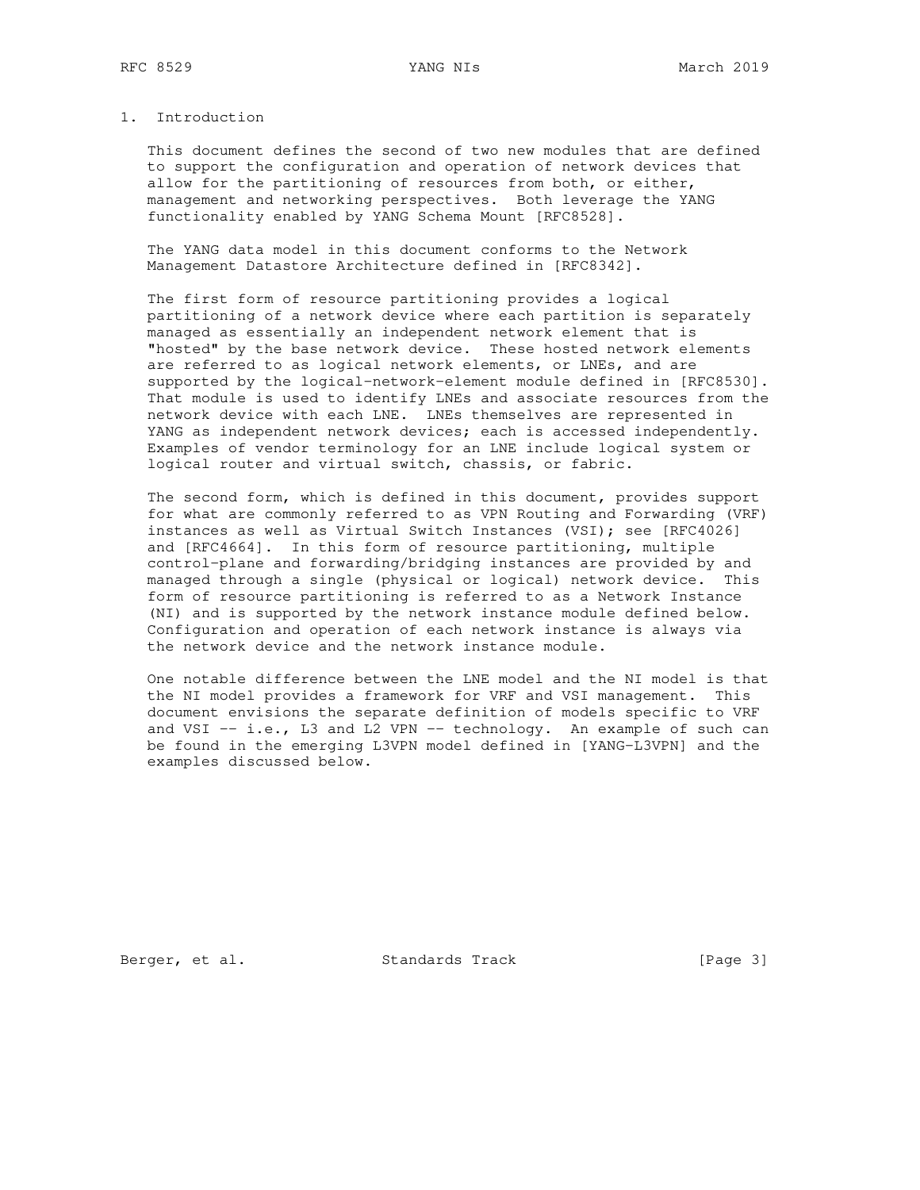# 1. Introduction

This document defines the second of two new modules that are defined to support the configuration and operation of network devices that allow for the partitioning of resources from both, or either, management and networking perspectives. Both leverage the YANG functionality enabled by YANG Schema Mount [RFC8528].

The YANG data model in this document conforms to the Network Management Datastore Architecture defined in [RFC8342].

The first form of resource partitioning provides a logical partitioning of a network device where each partition is separately managed as essentially an independent network element that is "hosted" by the base network device. These hosted network elements are referred to as logical network elements, or LNEs, and are supported by the logical-network-element module defined in [RFC8530]. That module is used to identify LNEs and associate resources from the network device with each LNE. LNEs themselves are represented in YANG as independent network devices; each is accessed independently. Examples of vendor terminology for an LNE include logical system or logical router and virtual switch, chassis, or fabric.

The second form, which is defined in this document, provides support for what are commonly referred to as VPN Routing and Forwarding (VRF) instances as well as Virtual Switch Instances (VSI); see [RFC4026] and [RFC4664]. In this form of resource partitioning, multiple control-plane and forwarding/bridging instances are provided by and managed through a single (physical or logical) network device. This form of resource partitioning is referred to as a Network Instance (NI) and is supported by the network instance module defined below. Configuration and operation of each network instance is always via the network device and the network instance module.

One notable difference between the LNE model and the NI model is that the NI model provides a framework for VRF and VSI management. This document envisions the separate definition of models specific to VRF and VSI -- i.e., L3 and L2 VPN -- technology. An example of such can be found in the emerging L3VPN model defined in [YANG-L3VPN] and the examples discussed below.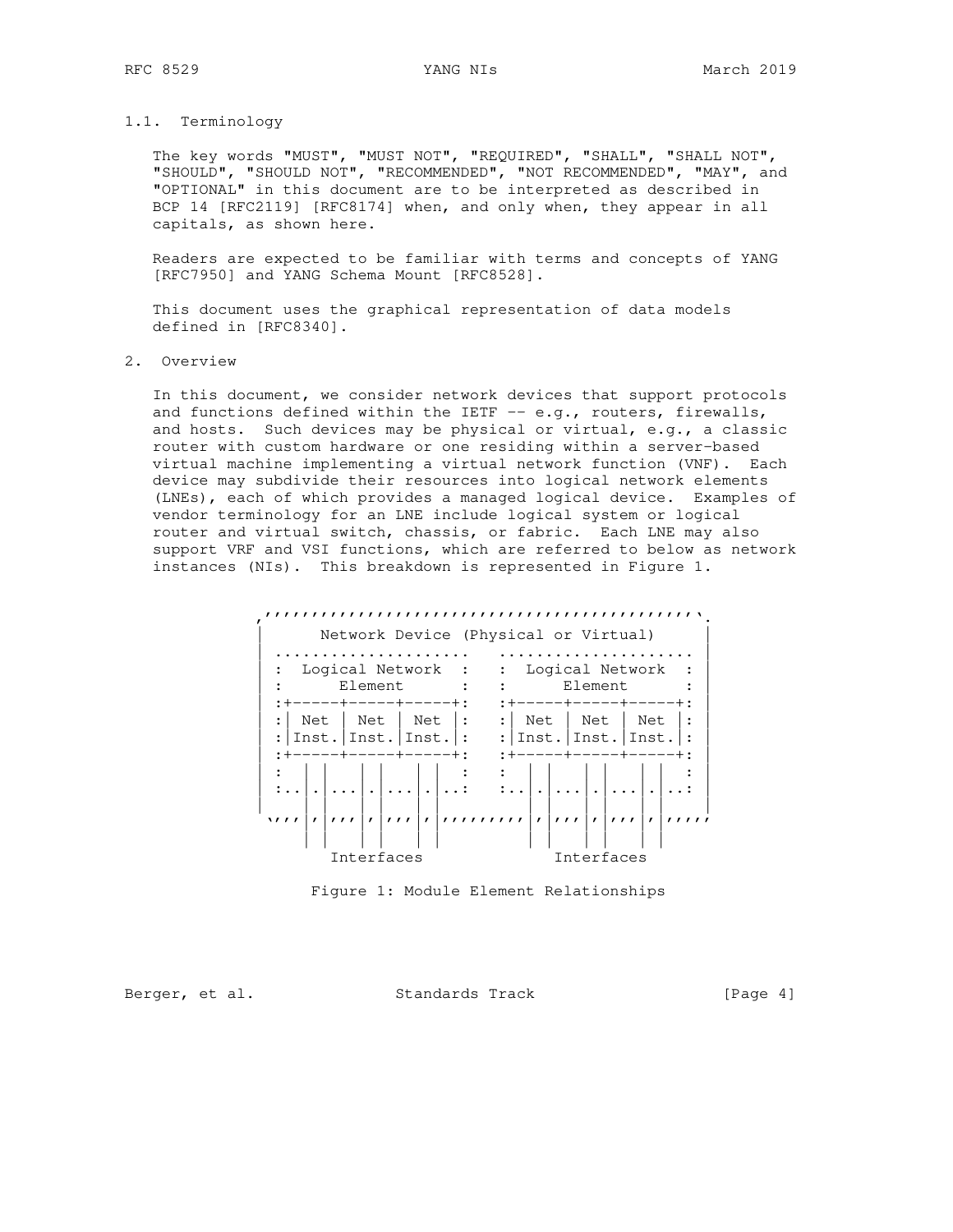## 1.1. Terminology

The key words "MUST", "MUST NOT", "REQUIRED", "SHALL", "SHALL NOT", "SHOULD", "SHOULD NOT", "RECOMMENDED", "NOT RECOMMENDED", "MAY", and "OPTIONAL" in this document are to be interpreted as described in BCP 14 [RFC2119] [RFC8174] when, and only when, they appear in all capitals, as shown here.

Readers are expected to be familiar with terms and concepts of YANG [RFC7950] and YANG Schema Mount [RFC8528].

This document uses the graphical representation of data models defined in [RFC8340].

# 2. Overview

In this document, we consider network devices that support protocols and functions defined within the IETF -- e.g., routers, firewalls, and hosts. Such devices may be physical or virtual, e.g., a classic router with custom hardware or one residing within a server-based virtual machine implementing a virtual network function (VNF). Each device may subdivide their resources into logical network elements (LNEs), each of which provides a managed logical device. Examples of vendor terminology for an LNE include logical system or logical router and virtual switch, chassis, or fabric. Each LNE may also support VRF and VSI functions, which are referred to below as network instances (NIs). This breakdown is represented in Figure 1.

```
 ,''''''''''''''''''''''''''''''''''''''''''''''`.
 |      Network Device (Physical or Virtual)      |
 | .....................   ..................... |
 | :  Logical Network  :   :  Logical Network  : |
 | :      Element      :   :      Element      : |
 | :+-----+-----+-----+:   :+-----+-----+-----+: |
 | :| Net | Net | Net |:   :| Net | Net | Net |: |
 | :|Inst.|Inst.|Inst.|:   :|Inst.|Inst.|Inst.|: |
 | :+-----+-----+-----+:   :+-----+-----+-----+: |
 | :  | |  | |  | |   :   :  | |  | |  | |   : |
 | :..|.|..|.|..|.|...:   :..|.|..|.|..|.|...: |
 |    | |  | |  | |           | |  | |  | |     |
 `''''|'|''|'|''|'|'''''''''''|'|''|'|''|'|'''''
      | |  | |  | |           | |  | |  | |
         Interfaces              Interfaces
```

Figure 1: Module Element Relationships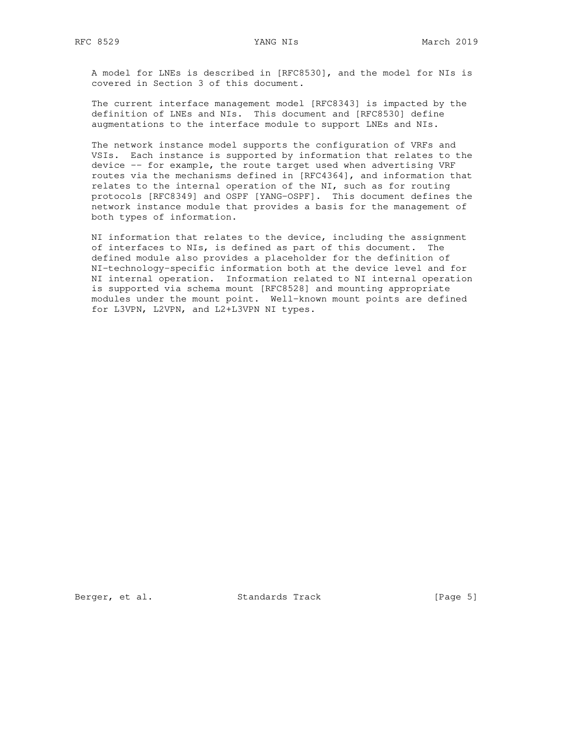A model for LNEs is described in [RFC8530], and the model for NIs is covered in Section 3 of this document.

The current interface management model [RFC8343] is impacted by the definition of LNEs and NIs. This document and [RFC8530] define augmentations to the interface module to support LNEs and NIs.

The network instance model supports the configuration of VRFs and VSIs. Each instance is supported by information that relates to the device -- for example, the route target used when advertising VRF routes via the mechanisms defined in [RFC4364], and information that relates to the internal operation of the NI, such as for routing protocols [RFC8349] and OSPF [YANG-OSPF]. This document defines the network instance module that provides a basis for the management of both types of information.

NI information that relates to the device, including the assignment of interfaces to NIs, is defined as part of this document. The defined module also provides a placeholder for the definition of NI-technology-specific information both at the device level and for NI internal operation. Information related to NI internal operation is supported via schema mount [RFC8528] and mounting appropriate modules under the mount point. Well-known mount points are defined for L3VPN, L2VPN, and L2+L3VPN NI types.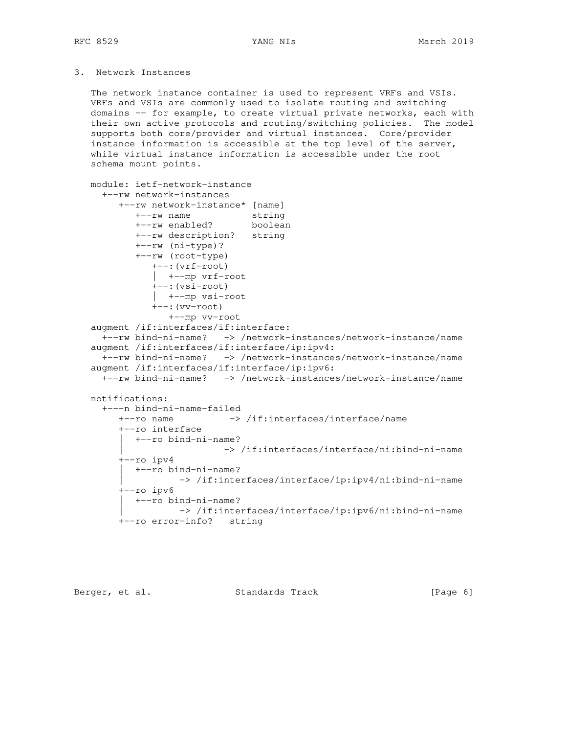## 3. Network Instances

The network instance container is used to represent VRFs and VSIs. VRFs and VSIs are commonly used to isolate routing and switching domains -- for example, to create virtual private networks, each with their own active protocols and routing/switching policies. The model supports both core/provider and virtual instances. Core/provider instance information is accessible at the top level of the server, while virtual instance information is accessible under the root schema mount points.

```
module: ietf-network-instance
  +--rw network-instances
     +--rw network-instance* [name]
        +--rw name           string
        +--rw enabled?       boolean
        +--rw description?   string
        +--rw (ni-type)?
        +--rw (root-type)
           +--:(vrf-root)
           |  +--mp vrf-root
           +--:(vsi-root)
           |  +--mp vsi-root
           +--:(vv-root)
              +--mp vv-root
augment /if:interfaces/if:interface:
  +--rw bind-ni-name?   -> /network-instances/network-instance/name
augment /if:interfaces/if:interface/ip:ipv4:
  +--rw bind-ni-name?   -> /network-instances/network-instance/name
augment /if:interfaces/if:interface/ip:ipv6:
  +--rw bind-ni-name?   -> /network-instances/network-instance/name

notifications:
  +---n bind-ni-name-failed
     +--ro name          -> /if:interfaces/interface/name
     +--ro interface
     |  +--ro bind-ni-name?
     |                  -> /if:interfaces/interface/ni:bind-ni-name
     +--ro ipv4
     |  +--ro bind-ni-name?
     |          -> /if:interfaces/interface/ip:ipv4/ni:bind-ni-name
     +--ro ipv6
     |  +--ro bind-ni-name?
     |          -> /if:interfaces/interface/ip:ipv6/ni:bind-ni-name
     +--ro error-info?   string
```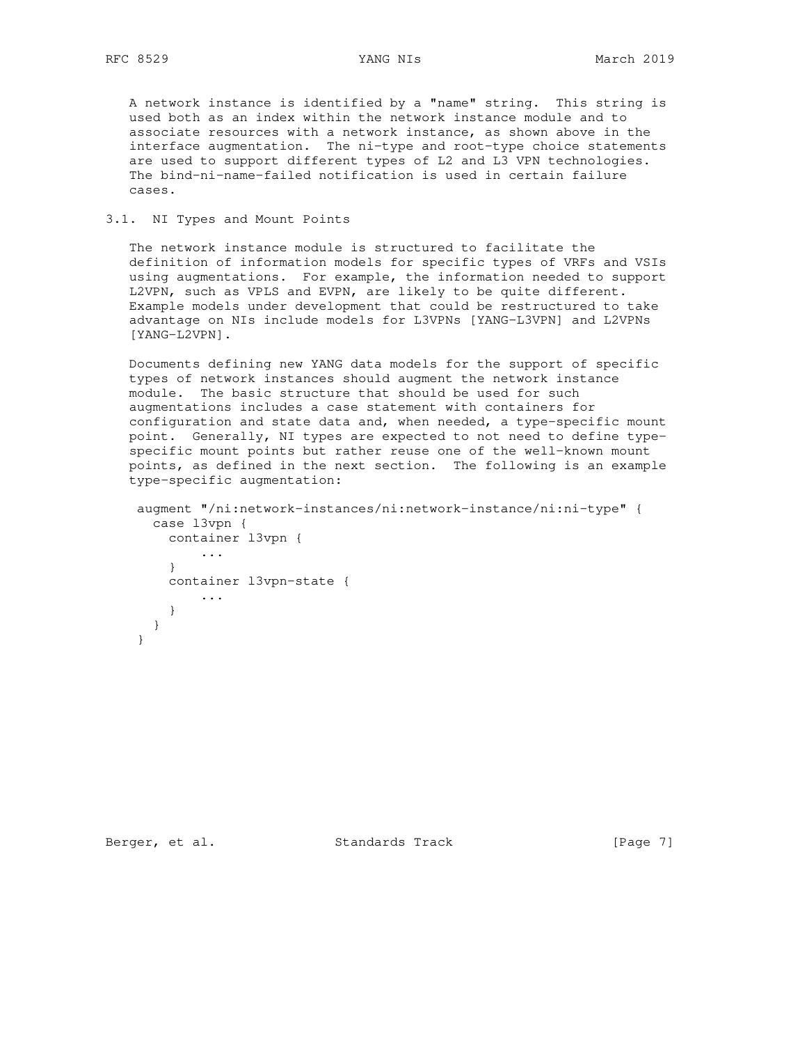A network instance is identified by a "name" string. This string is used both as an index within the network instance module and to associate resources with a network instance, as shown above in the interface augmentation. The ni-type and root-type choice statements are used to support different types of L2 and L3 VPN technologies. The bind-ni-name-failed notification is used in certain failure cases.

### 3.1. NI Types and Mount Points

The network instance module is structured to facilitate the definition of information models for specific types of VRFs and VSIs using augmentations. For example, the information needed to support L2VPN, such as VPLS and EVPN, are likely to be quite different. Example models under development that could be restructured to take advantage on NIs include models for L3VPNs [YANG-L3VPN] and L2VPNs [YANG-L2VPN].

Documents defining new YANG data models for the support of specific types of network instances should augment the network instance module. The basic structure that should be used for such augmentations includes a case statement with containers for configuration and state data and, when needed, a type-specific mount point. Generally, NI types are expected to not need to define type-specific mount points but rather reuse one of the well-known mount points, as defined in the next section. The following is an example type-specific augmentation:

```
 augment "/ni:network-instances/ni:network-instance/ni:ni-type" {
   case l3vpn {
     container l3vpn {
         ...
     }
     container l3vpn-state {
         ...
     }
   }
 }
```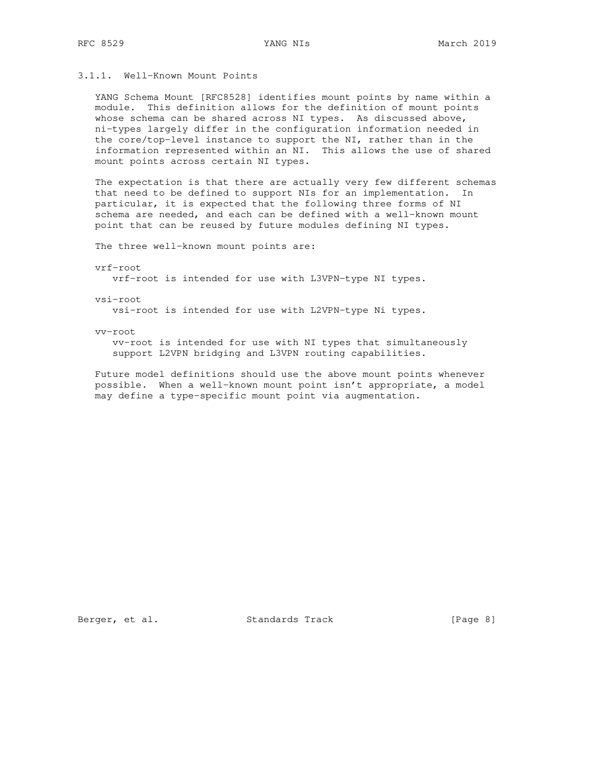### 3.1.1. Well-Known Mount Points

YANG Schema Mount [RFC8528] identifies mount points by name within a module. This definition allows for the definition of mount points whose schema can be shared across NI types. As discussed above, ni-types largely differ in the configuration information needed in the core/top-level instance to support the NI, rather than in the information represented within an NI. This allows the use of shared mount points across certain NI types.

The expectation is that there are actually very few different schemas that need to be defined to support NIs for an implementation. In particular, it is expected that the following three forms of NI schema are needed, and each can be defined with a well-known mount point that can be reused by future modules defining NI types.

The three well-known mount points are:

vrf-root
: vrf-root is intended for use with L3VPN-type NI types.

vsi-root
: vsi-root is intended for use with L2VPN-type Ni types.

vv-root
: vv-root is intended for use with NI types that simultaneously support L2VPN bridging and L3VPN routing capabilities.

Future model definitions should use the above mount points whenever possible. When a well-known mount point isn't appropriate, a model may define a type-specific mount point via augmentation.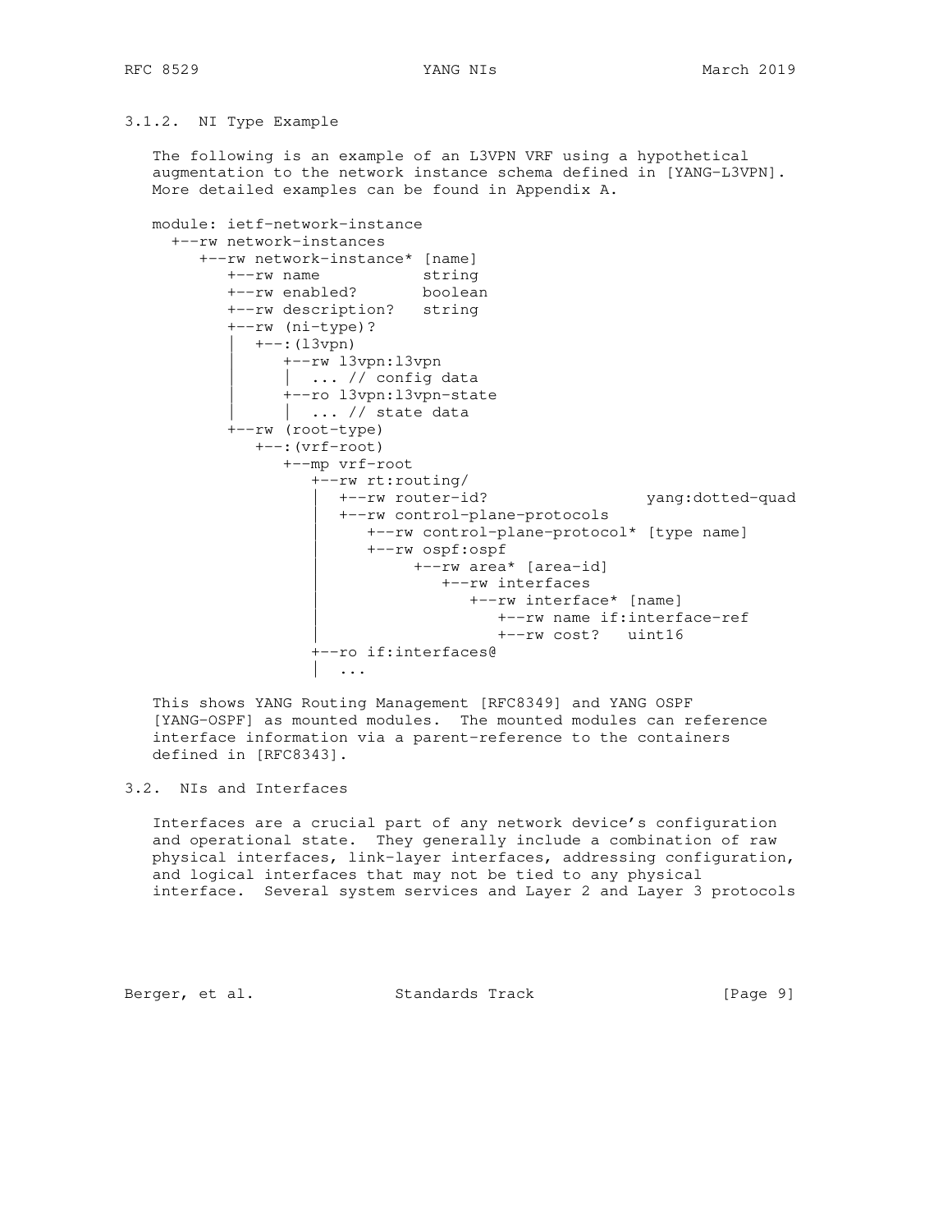### 3.1.2. NI Type Example

The following is an example of an L3VPN VRF using a hypothetical augmentation to the network instance schema defined in [YANG-L3VPN]. More detailed examples can be found in Appendix A.

```
module: ietf-network-instance
  +--rw network-instances
     +--rw network-instance* [name]
        +--rw name           string
        +--rw enabled?       boolean
        +--rw description?   string
        +--rw (ni-type)?
        |  +--:(l3vpn)
        |     +--rw l3vpn:l3vpn
        |     |  ... // config data
        |     +--ro l3vpn:l3vpn-state
        |     |  ... // state data
        +--rw (root-type)
           +--:(vrf-root)
              +--mp vrf-root
                 +--rw rt:routing/
                 |  +--rw router-id?                 yang:dotted-quad
                 |  +--rw control-plane-protocols
                 |     +--rw control-plane-protocol* [type name]
                 |     +--rw ospf:ospf
                 |          +--rw area* [area-id]
                 |             +--rw interfaces
                 |                +--rw interface* [name]
                 |                   +--rw name if:interface-ref
                 |                   +--rw cost?   uint16
                 +--ro if:interfaces@
                 |  ...
```

This shows YANG Routing Management [RFC8349] and YANG OSPF [YANG-OSPF] as mounted modules. The mounted modules can reference interface information via a parent-reference to the containers defined in [RFC8343].

## 3.2. NIs and Interfaces

Interfaces are a crucial part of any network device's configuration and operational state. They generally include a combination of raw physical interfaces, link-layer interfaces, addressing configuration, and logical interfaces that may not be tied to any physical interface. Several system services and Layer 2 and Layer 3 protocols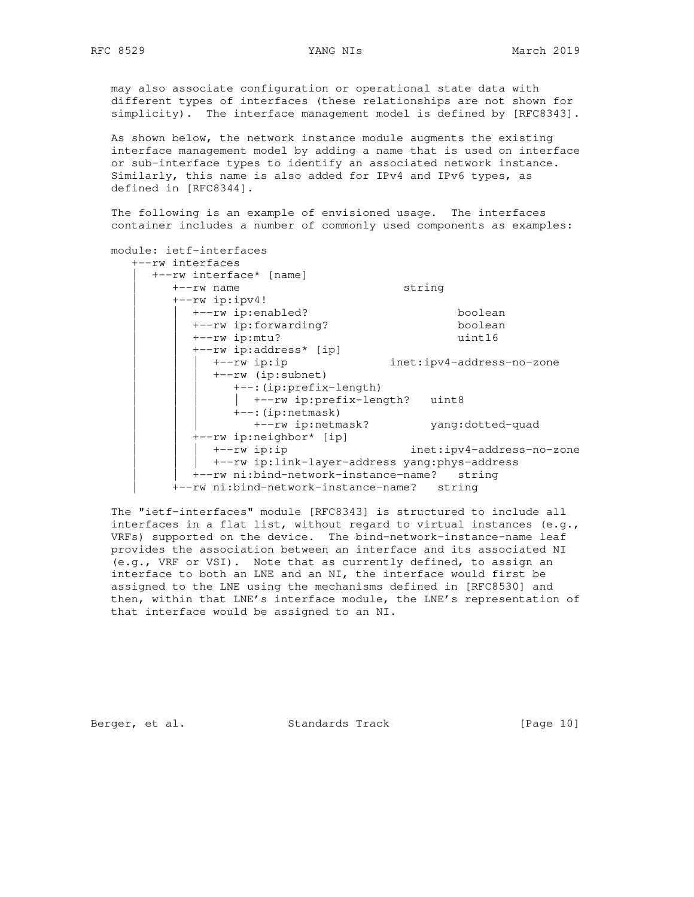may also associate configuration or operational state data with different types of interfaces (these relationships are not shown for simplicity). The interface management model is defined by [RFC8343].

As shown below, the network instance module augments the existing interface management model by adding a name that is used on interface or sub-interface types to identify an associated network instance. Similarly, this name is also added for IPv4 and IPv6 types, as defined in [RFC8344].

The following is an example of envisioned usage. The interfaces container includes a number of commonly used components as examples:

```
module: ietf-interfaces
   +--rw interfaces
   |  +--rw interface* [name]
   |     +--rw name                          string
   |     +--rw ip:ipv4!
   |     |  +--rw ip:enabled?                      boolean
   |     |  +--rw ip:forwarding?                   boolean
   |     |  +--rw ip:mtu?                          uint16
   |     |  +--rw ip:address* [ip]
   |     |  |  +--rw ip:ip               inet:ipv4-address-no-zone
   |     |  |  +--rw (ip:subnet)
   |     |  |     +--:(ip:prefix-length)
   |     |  |     |  +--rw ip:prefix-length?   uint8
   |     |  |     +--:(ip:netmask)
   |     |  |        +--rw ip:netmask?         yang:dotted-quad
   |     |  +--rw ip:neighbor* [ip]
   |     |  |  +--rw ip:ip                 inet:ipv4-address-no-zone
   |     |  |  +--rw ip:link-layer-address yang:phys-address
   |     |  +--rw ni:bind-network-instance-name?   string
   |     +--rw ni:bind-network-instance-name?   string
```

The "ietf-interfaces" module [RFC8343] is structured to include all interfaces in a flat list, without regard to virtual instances (e.g., VRFs) supported on the device. The bind-network-instance-name leaf provides the association between an interface and its associated NI (e.g., VRF or VSI). Note that as currently defined, to assign an interface to both an LNE and an NI, the interface would first be assigned to the LNE using the mechanisms defined in [RFC8530] and then, within that LNE's interface module, the LNE's representation of that interface would be assigned to an NI.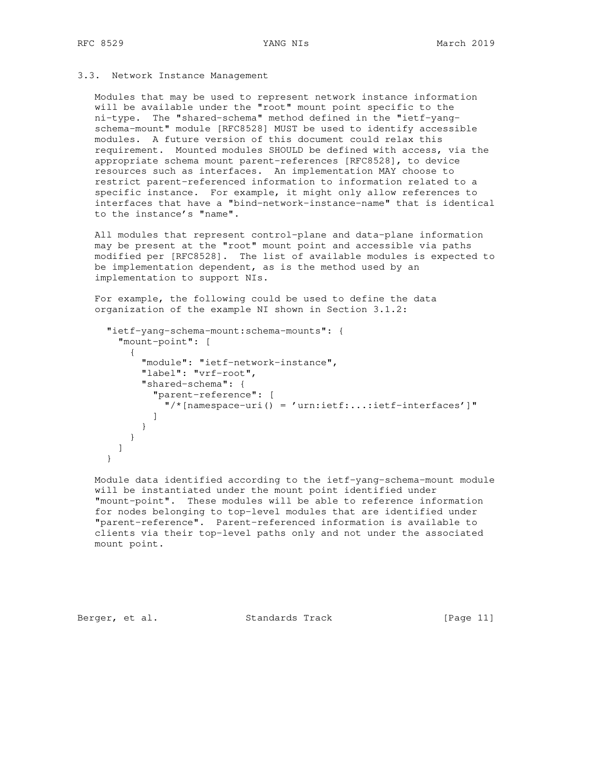### 3.3. Network Instance Management

Modules that may be used to represent network instance information will be available under the "root" mount point specific to the ni-type. The "shared-schema" method defined in the "ietf-yang-schema-mount" module [RFC8528] MUST be used to identify accessible modules. A future version of this document could relax this requirement. Mounted modules SHOULD be defined with access, via the appropriate schema mount parent-references [RFC8528], to device resources such as interfaces. An implementation MAY choose to restrict parent-referenced information to information related to a specific instance. For example, it might only allow references to interfaces that have a "bind-network-instance-name" that is identical to the instance's "name".

All modules that represent control-plane and data-plane information may be present at the "root" mount point and accessible via paths modified per [RFC8528]. The list of available modules is expected to be implementation dependent, as is the method used by an implementation to support NIs.

For example, the following could be used to define the data organization of the example NI shown in Section 3.1.2:

```
"ietf-yang-schema-mount:schema-mounts": {
  "mount-point": [
    {
      "module": "ietf-network-instance",
      "label": "vrf-root",
      "shared-schema": {
        "parent-reference": [
          "/*[namespace-uri() = 'urn:ietf:...:ietf-interfaces']"
        ]
      }
    }
  ]
}
```

Module data identified according to the ietf-yang-schema-mount module will be instantiated under the mount point identified under "mount-point". These modules will be able to reference information for nodes belonging to top-level modules that are identified under "parent-reference". Parent-referenced information is available to clients via their top-level paths only and not under the associated mount point.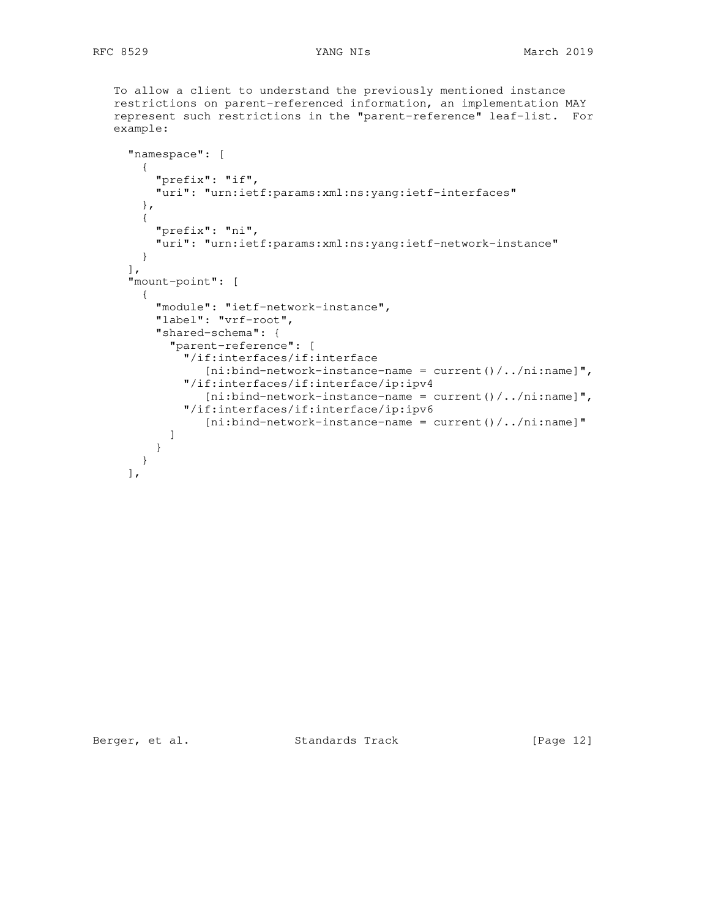To allow a client to understand the previously mentioned instance restrictions on parent-referenced information, an implementation MAY represent such restrictions in the "parent-reference" leaf-list. For example:

```
  "namespace": [
    {
      "prefix": "if",
      "uri": "urn:ietf:params:xml:ns:yang:ietf-interfaces"
    },
    {
      "prefix": "ni",
      "uri": "urn:ietf:params:xml:ns:yang:ietf-network-instance"
    }
  ],
  "mount-point": [
    {
      "module": "ietf-network-instance",
      "label": "vrf-root",
      "shared-schema": {
        "parent-reference": [
          "/if:interfaces/if:interface
             [ni:bind-network-instance-name = current()/../ni:name]",
          "/if:interfaces/if:interface/ip:ipv4
             [ni:bind-network-instance-name = current()/../ni:name]",
          "/if:interfaces/if:interface/ip:ipv6
             [ni:bind-network-instance-name = current()/../ni:name]"
        ]
      }
    }
  ],
```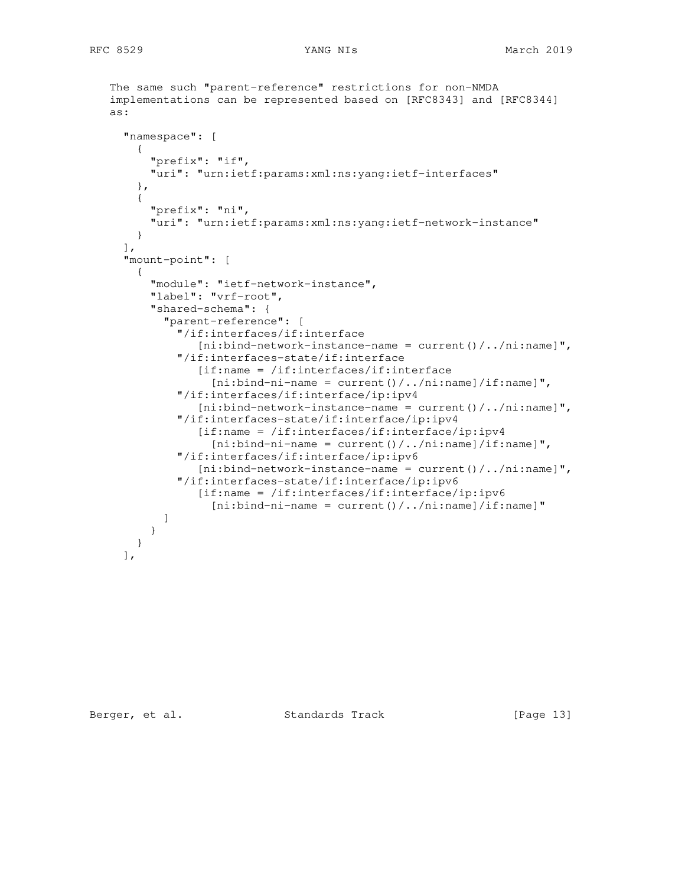The same such "parent-reference" restrictions for non-NMDA implementations can be represented based on [RFC8343] and [RFC8344] as:

```
  "namespace": [
    {
      "prefix": "if",
      "uri": "urn:ietf:params:xml:ns:yang:ietf-interfaces"
    },
    {
      "prefix": "ni",
      "uri": "urn:ietf:params:xml:ns:yang:ietf-network-instance"
    }
  ],
  "mount-point": [
    {
      "module": "ietf-network-instance",
      "label": "vrf-root",
      "shared-schema": {
        "parent-reference": [
          "/if:interfaces/if:interface
             [ni:bind-network-instance-name = current()/../ni:name]",
          "/if:interfaces-state/if:interface
             [if:name = /if:interfaces/if:interface
               [ni:bind-ni-name = current()/../ni:name]/if:name]",
          "/if:interfaces/if:interface/ip:ipv4
             [ni:bind-network-instance-name = current()/../ni:name]",
          "/if:interfaces-state/if:interface/ip:ipv4
             [if:name = /if:interfaces/if:interface/ip:ipv4
               [ni:bind-ni-name = current()/../ni:name]/if:name]",
          "/if:interfaces/if:interface/ip:ipv6
             [ni:bind-network-instance-name = current()/../ni:name]",
          "/if:interfaces-state/if:interface/ip:ipv6
             [if:name = /if:interfaces/if:interface/ip:ipv6
               [ni:bind-ni-name = current()/../ni:name]/if:name]"
        ]
      }
    }
  ],
```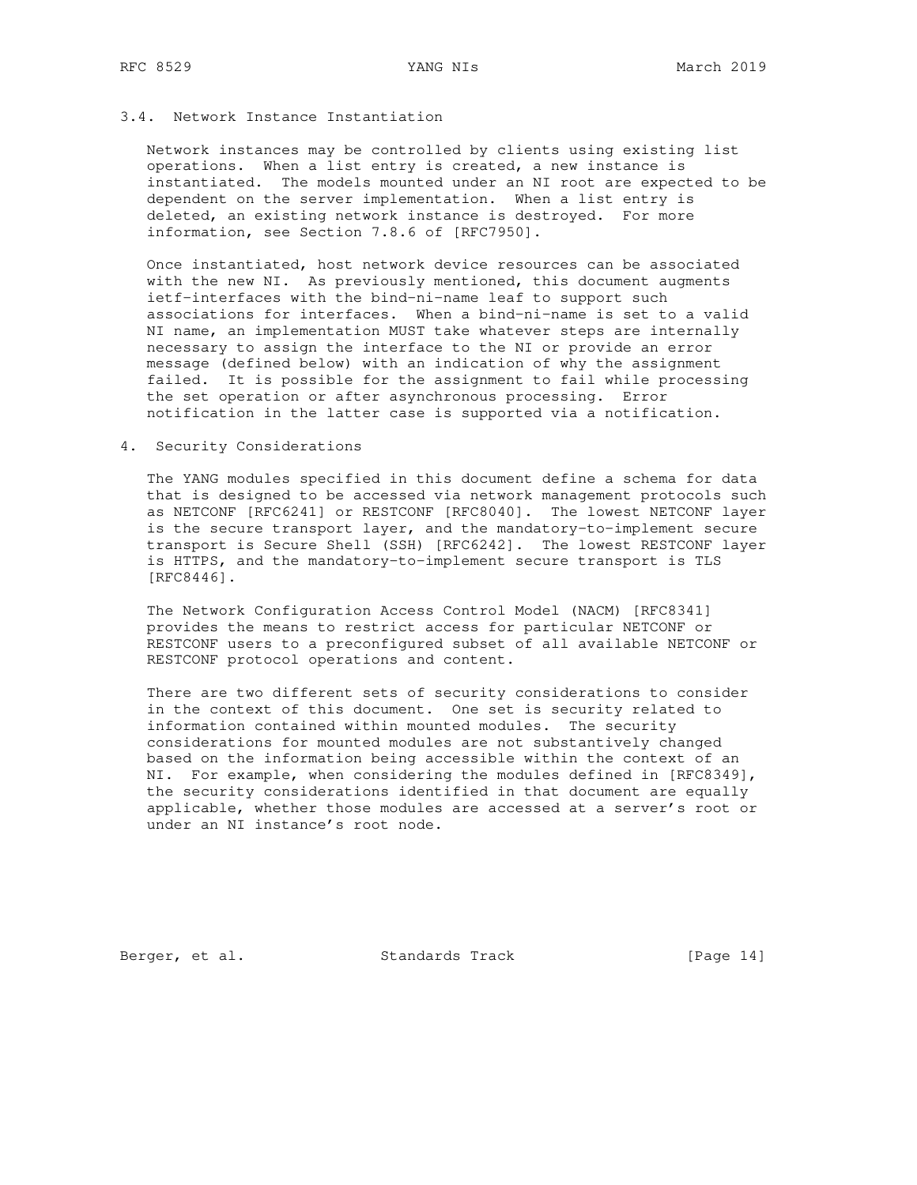### 3.4. Network Instance Instantiation

Network instances may be controlled by clients using existing list operations. When a list entry is created, a new instance is instantiated. The models mounted under an NI root are expected to be dependent on the server implementation. When a list entry is deleted, an existing network instance is destroyed. For more information, see Section 7.8.6 of [RFC7950].

Once instantiated, host network device resources can be associated with the new NI. As previously mentioned, this document augments ietf-interfaces with the bind-ni-name leaf to support such associations for interfaces. When a bind-ni-name is set to a valid NI name, an implementation MUST take whatever steps are internally necessary to assign the interface to the NI or provide an error message (defined below) with an indication of why the assignment failed. It is possible for the assignment to fail while processing the set operation or after asynchronous processing. Error notification in the latter case is supported via a notification.

## 4. Security Considerations

The YANG modules specified in this document define a schema for data that is designed to be accessed via network management protocols such as NETCONF [RFC6241] or RESTCONF [RFC8040]. The lowest NETCONF layer is the secure transport layer, and the mandatory-to-implement secure transport is Secure Shell (SSH) [RFC6242]. The lowest RESTCONF layer is HTTPS, and the mandatory-to-implement secure transport is TLS [RFC8446].

The Network Configuration Access Control Model (NACM) [RFC8341] provides the means to restrict access for particular NETCONF or RESTCONF users to a preconfigured subset of all available NETCONF or RESTCONF protocol operations and content.

There are two different sets of security considerations to consider in the context of this document. One set is security related to information contained within mounted modules. The security considerations for mounted modules are not substantively changed based on the information being accessible within the context of an NI. For example, when considering the modules defined in [RFC8349], the security considerations identified in that document are equally applicable, whether those modules are accessed at a server's root or under an NI instance's root node.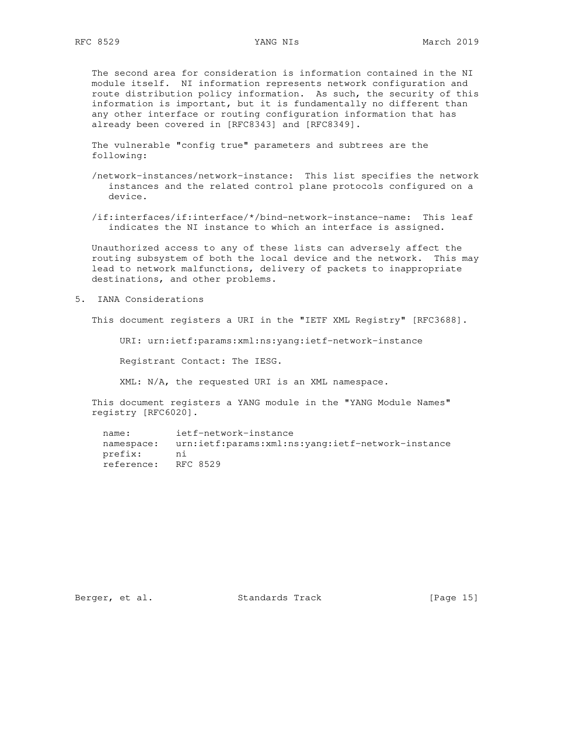The second area for consideration is information contained in the NI module itself. NI information represents network configuration and route distribution policy information. As such, the security of this information is important, but it is fundamentally no different than any other interface or routing configuration information that has already been covered in [RFC8343] and [RFC8349].

The vulnerable "config true" parameters and subtrees are the following:

/network-instances/network-instance: This list specifies the network instances and the related control plane protocols configured on a device.

/if:interfaces/if:interface/*/bind-network-instance-name: This leaf indicates the NI instance to which an interface is assigned.

Unauthorized access to any of these lists can adversely affect the routing subsystem of both the local device and the network. This may lead to network malfunctions, delivery of packets to inappropriate destinations, and other problems.

## 5. IANA Considerations

This document registers a URI in the "IETF XML Registry" [RFC3688].

URI: urn:ietf:params:xml:ns:yang:ietf-network-instance

Registrant Contact: The IESG.

XML: N/A, the requested URI is an XML namespace.

This document registers a YANG module in the "YANG Module Names" registry [RFC6020].

```
name:        ietf-network-instance
namespace:   urn:ietf:params:xml:ns:yang:ietf-network-instance
prefix:      ni
reference:   RFC 8529
```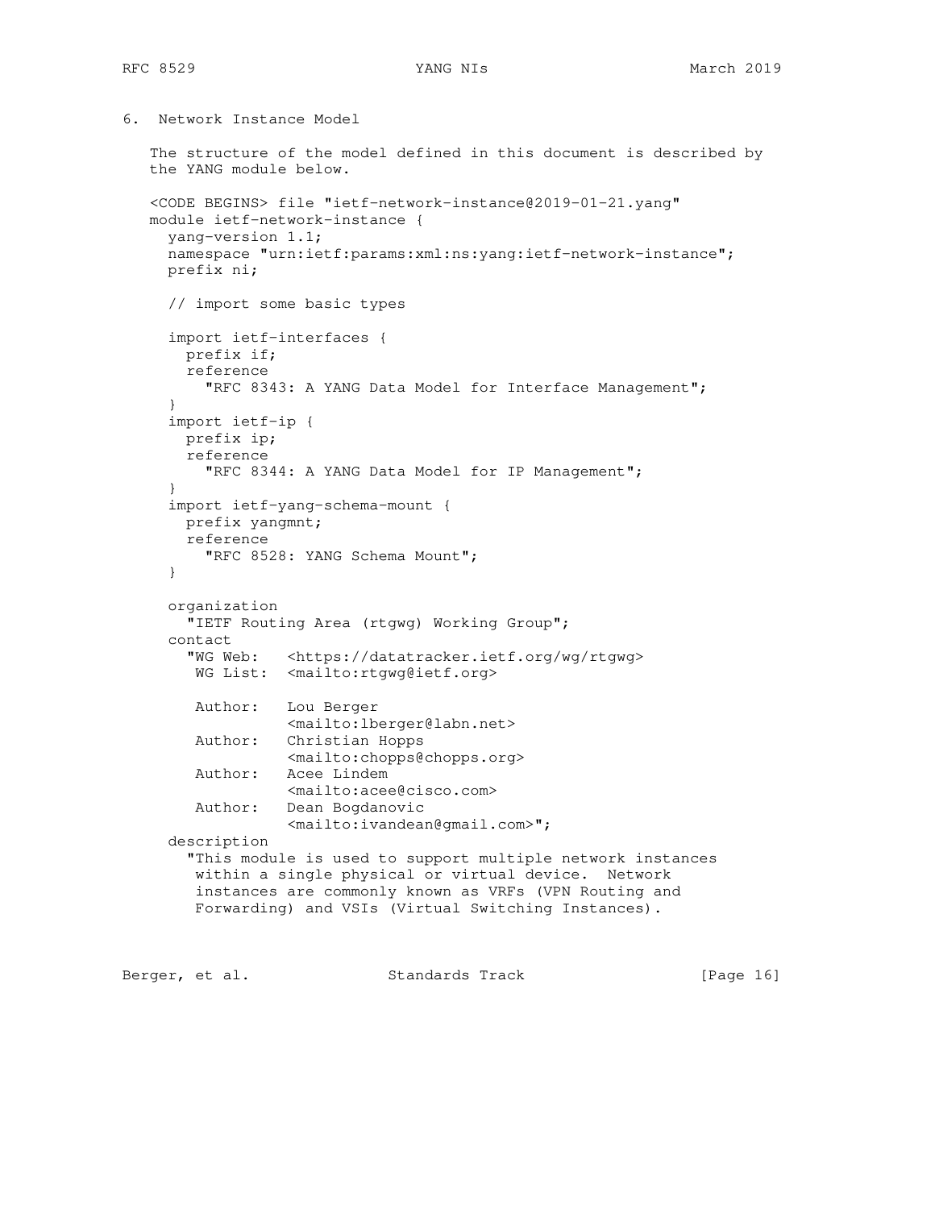## 6. Network Instance Model

The structure of the model defined in this document is described by the YANG module below.

```
<CODE BEGINS> file "ietf-network-instance@2019-01-21.yang"
module ietf-network-instance {
  yang-version 1.1;
  namespace "urn:ietf:params:xml:ns:yang:ietf-network-instance";
  prefix ni;

  // import some basic types

  import ietf-interfaces {
    prefix if;
    reference
      "RFC 8343: A YANG Data Model for Interface Management";
  }
  import ietf-ip {
    prefix ip;
    reference
      "RFC 8344: A YANG Data Model for IP Management";
  }
  import ietf-yang-schema-mount {
    prefix yangmnt;
    reference
      "RFC 8528: YANG Schema Mount";
  }

  organization
    "IETF Routing Area (rtgwg) Working Group";
  contact
    "WG Web:   <https://datatracker.ietf.org/wg/rtgwg>
     WG List:  <mailto:rtgwg@ietf.org>

     Author:   Lou Berger
               <mailto:lberger@labn.net>
     Author:   Christian Hopps
               <mailto:chopps@chopps.org>
     Author:   Acee Lindem
               <mailto:acee@cisco.com>
     Author:   Dean Bogdanovic
               <mailto:ivandean@gmail.com>";
  description
    "This module is used to support multiple network instances
     within a single physical or virtual device.  Network
     instances are commonly known as VRFs (VPN Routing and
     Forwarding) and VSIs (Virtual Switching Instances).
```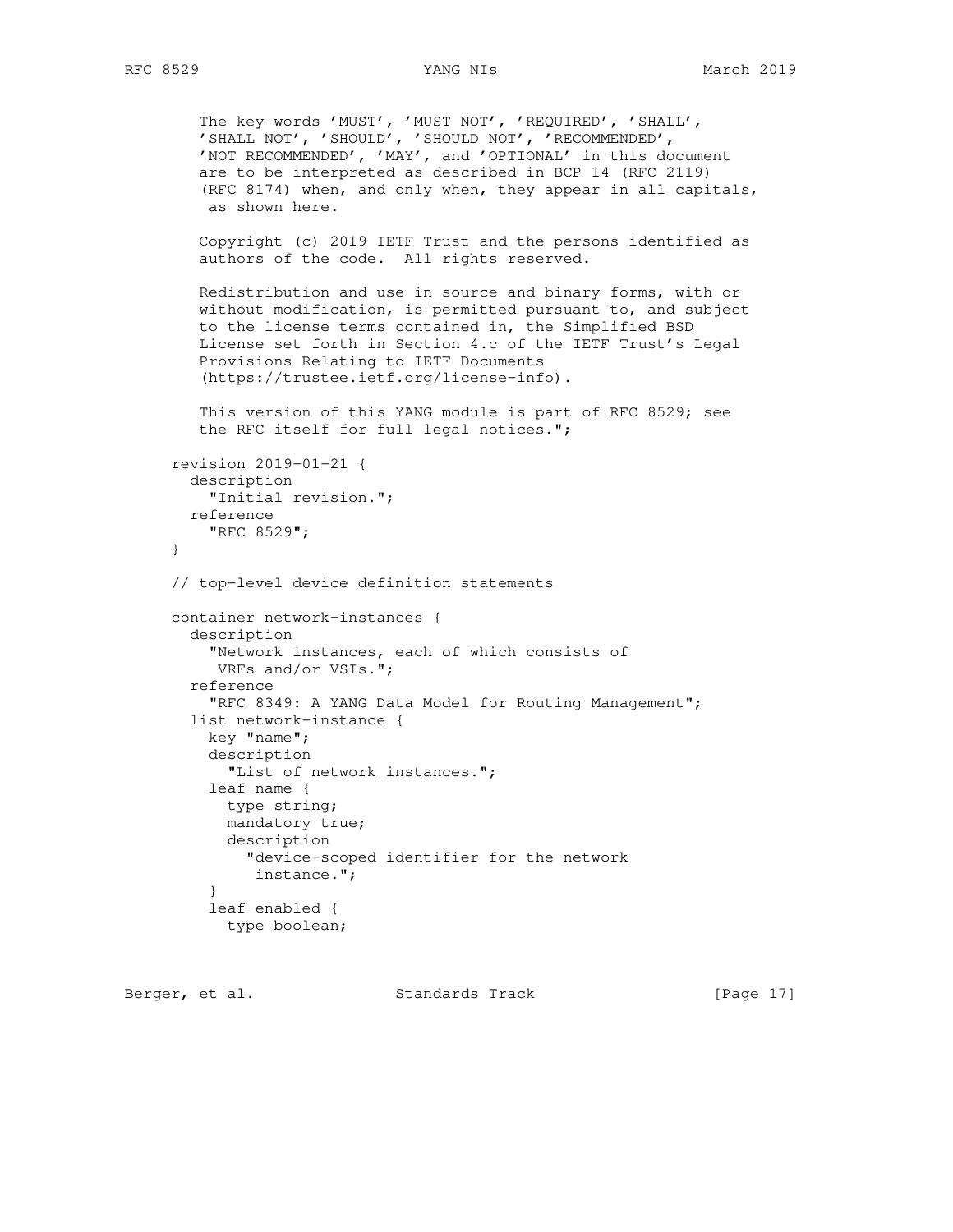```
     The key words 'MUST', 'MUST NOT', 'REQUIRED', 'SHALL',
     'SHALL NOT', 'SHOULD', 'SHOULD NOT', 'RECOMMENDED',
     'NOT RECOMMENDED', 'MAY', and 'OPTIONAL' in this document
     are to be interpreted as described in BCP 14 (RFC 2119)
     (RFC 8174) when, and only when, they appear in all capitals,
      as shown here.

     Copyright (c) 2019 IETF Trust and the persons identified as
     authors of the code.  All rights reserved.

     Redistribution and use in source and binary forms, with or
     without modification, is permitted pursuant to, and subject
     to the license terms contained in, the Simplified BSD
     License set forth in Section 4.c of the IETF Trust's Legal
     Provisions Relating to IETF Documents
     (https://trustee.ietf.org/license-info).

     This version of this YANG module is part of RFC 8529; see
     the RFC itself for full legal notices.";

  revision 2019-01-21 {
    description
      "Initial revision.";
    reference
      "RFC 8529";
  }

  // top-level device definition statements

  container network-instances {
    description
      "Network instances, each of which consists of
       VRFs and/or VSIs.";
    reference
      "RFC 8349: A YANG Data Model for Routing Management";
    list network-instance {
      key "name";
      description
        "List of network instances.";
      leaf name {
        type string;
        mandatory true;
        description
          "device-scoped identifier for the network
           instance.";
      }
      leaf enabled {
        type boolean;
```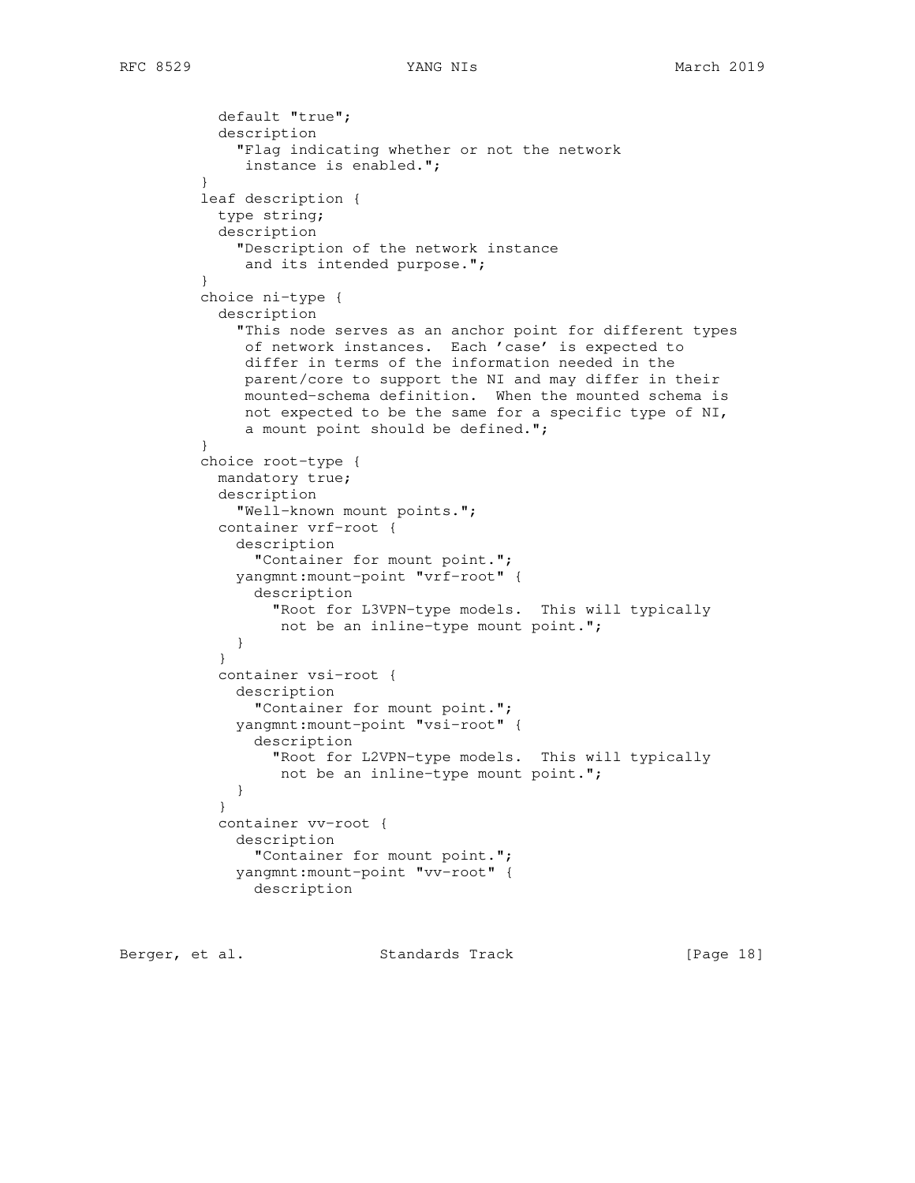```
          default "true";
          description
            "Flag indicating whether or not the network
             instance is enabled.";
        }
        leaf description {
          type string;
          description
            "Description of the network instance
             and its intended purpose.";
        }
        choice ni-type {
          description
            "This node serves as an anchor point for different types
             of network instances.  Each 'case' is expected to
             differ in terms of the information needed in the
             parent/core to support the NI and may differ in their
             mounted-schema definition.  When the mounted schema is
             not expected to be the same for a specific type of NI,
             a mount point should be defined.";
        }
        choice root-type {
          mandatory true;
          description
            "Well-known mount points.";
          container vrf-root {
            description
              "Container for mount point.";
            yangmnt:mount-point "vrf-root" {
              description
                "Root for L3VPN-type models.  This will typically
                 not be an inline-type mount point.";
            }
          }
          container vsi-root {
            description
              "Container for mount point.";
            yangmnt:mount-point "vsi-root" {
              description
                "Root for L2VPN-type models.  This will typically
                 not be an inline-type mount point.";
            }
          }
          container vv-root {
            description
              "Container for mount point.";
            yangmnt:mount-point "vv-root" {
              description
```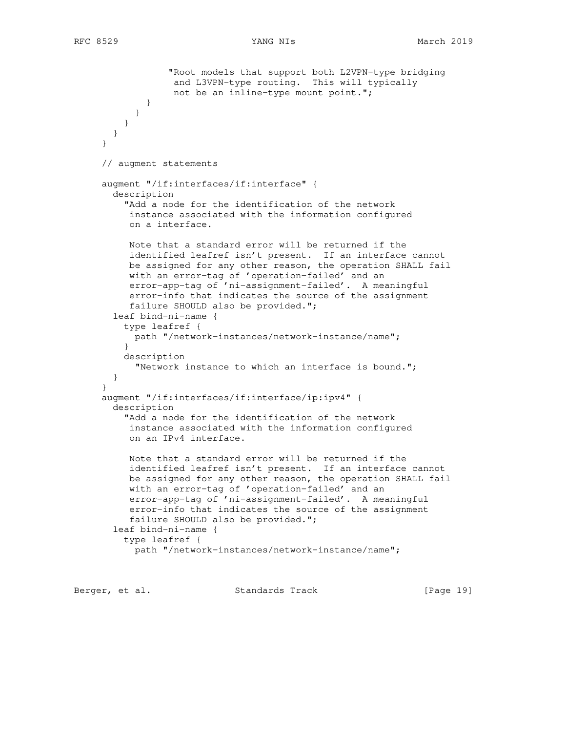```
               "Root models that support both L2VPN-type bridging
                and L3VPN-type routing.  This will typically
                not be an inline-type mount point.";
           }
         }
       }
     }
   }

   // augment statements

   augment "/if:interfaces/if:interface" {
     description
       "Add a node for the identification of the network
        instance associated with the information configured
        on a interface.

        Note that a standard error will be returned if the
        identified leafref isn't present.  If an interface cannot
        be assigned for any other reason, the operation SHALL fail
        with an error-tag of 'operation-failed' and an
        error-app-tag of 'ni-assignment-failed'.  A meaningful
        error-info that indicates the source of the assignment
        failure SHOULD also be provided.";
     leaf bind-ni-name {
       type leafref {
         path "/network-instances/network-instance/name";
       }
       description
         "Network instance to which an interface is bound.";
     }
   }
   augment "/if:interfaces/if:interface/ip:ipv4" {
     description
       "Add a node for the identification of the network
        instance associated with the information configured
        on an IPv4 interface.

        Note that a standard error will be returned if the
        identified leafref isn't present.  If an interface cannot
        be assigned for any other reason, the operation SHALL fail
        with an error-tag of 'operation-failed' and an
        error-app-tag of 'ni-assignment-failed'.  A meaningful
        error-info that indicates the source of the assignment
        failure SHOULD also be provided.";
     leaf bind-ni-name {
       type leafref {
         path "/network-instances/network-instance/name";
```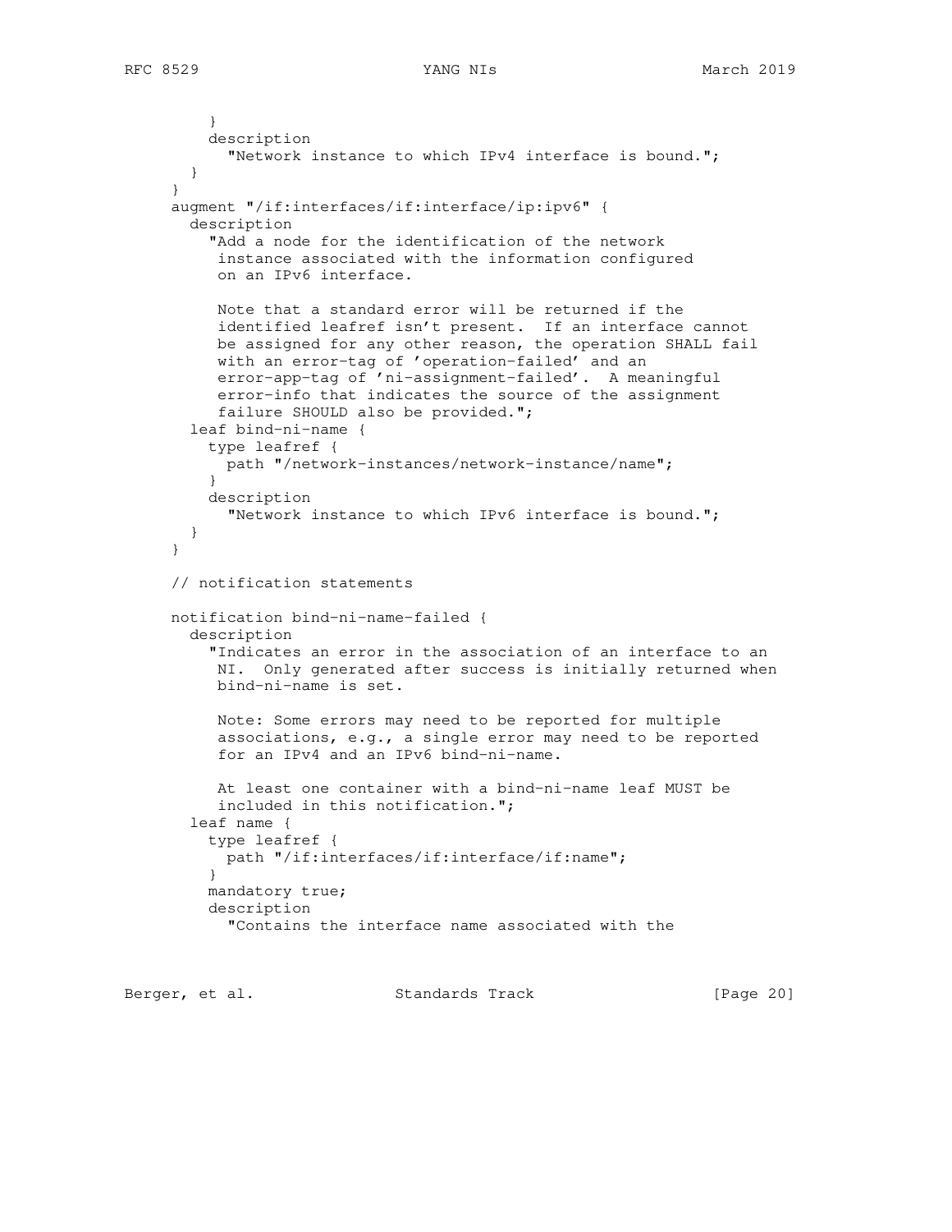```
        }
        description
          "Network instance to which IPv4 interface is bound.";
      }
    }
    augment "/if:interfaces/if:interface/ip:ipv6" {
      description
        "Add a node for the identification of the network
         instance associated with the information configured
         on an IPv6 interface.

         Note that a standard error will be returned if the
         identified leafref isn't present.  If an interface cannot
         be assigned for any other reason, the operation SHALL fail
         with an error-tag of 'operation-failed' and an
         error-app-tag of 'ni-assignment-failed'.  A meaningful
         error-info that indicates the source of the assignment
         failure SHOULD also be provided.";
      leaf bind-ni-name {
        type leafref {
          path "/network-instances/network-instance/name";
        }
        description
          "Network instance to which IPv6 interface is bound.";
      }
    }

    // notification statements

    notification bind-ni-name-failed {
      description
        "Indicates an error in the association of an interface to an
         NI.  Only generated after success is initially returned when
         bind-ni-name is set.

         Note: Some errors may need to be reported for multiple
         associations, e.g., a single error may need to be reported
         for an IPv4 and an IPv6 bind-ni-name.

         At least one container with a bind-ni-name leaf MUST be
         included in this notification.";
      leaf name {
        type leafref {
          path "/if:interfaces/if:interface/if:name";
        }
        mandatory true;
        description
          "Contains the interface name associated with the
```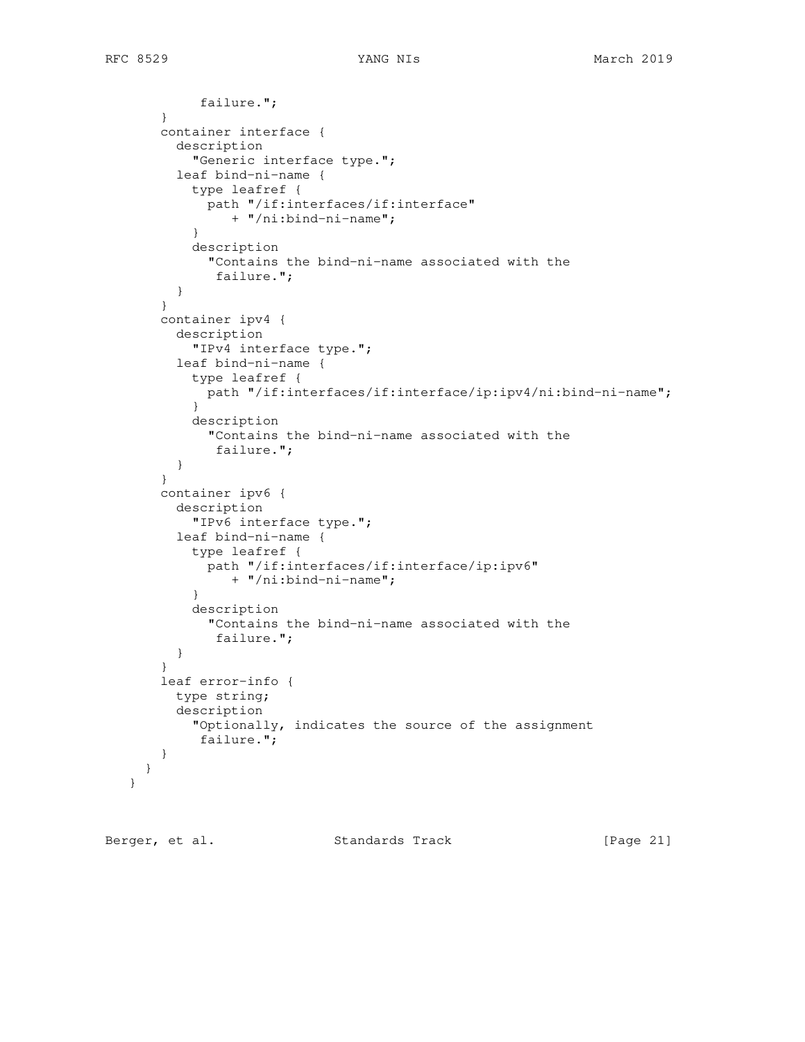```
             failure.";
        }
        container interface {
          description
            "Generic interface type.";
          leaf bind-ni-name {
            type leafref {
              path "/if:interfaces/if:interface"
                 + "/ni:bind-ni-name";
            }
            description
              "Contains the bind-ni-name associated with the
               failure.";
          }
        }
        container ipv4 {
          description
            "IPv4 interface type.";
          leaf bind-ni-name {
            type leafref {
              path "/if:interfaces/if:interface/ip:ipv4/ni:bind-ni-name";
            }
            description
              "Contains the bind-ni-name associated with the
               failure.";
          }
        }
        container ipv6 {
          description
            "IPv6 interface type.";
          leaf bind-ni-name {
            type leafref {
              path "/if:interfaces/if:interface/ip:ipv6"
                 + "/ni:bind-ni-name";
            }
            description
              "Contains the bind-ni-name associated with the
               failure.";
          }
        }
        leaf error-info {
          type string;
          description
            "Optionally, indicates the source of the assignment
             failure.";
        }
      }
    }
```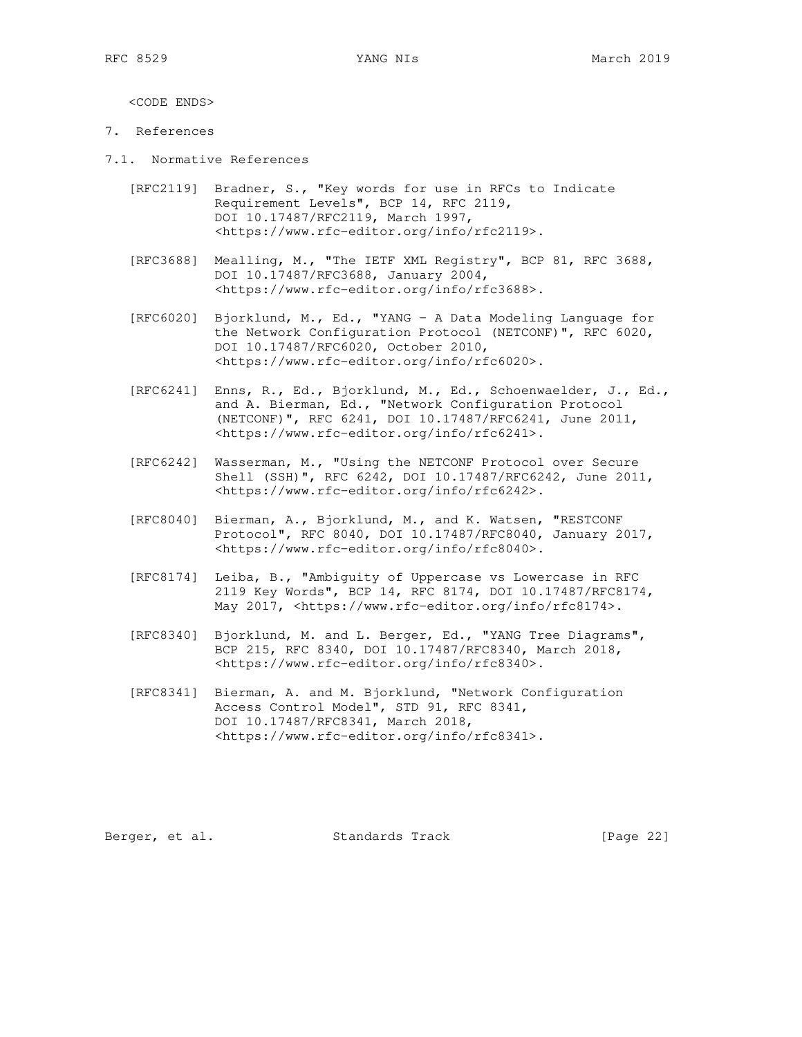<CODE ENDS>

# 7. References

## 7.1. Normative References

[RFC2119] Bradner, S., "Key words for use in RFCs to Indicate Requirement Levels", BCP 14, RFC 2119, DOI 10.17487/RFC2119, March 1997, <https://www.rfc-editor.org/info/rfc2119>.

[RFC3688] Mealling, M., "The IETF XML Registry", BCP 81, RFC 3688, DOI 10.17487/RFC3688, January 2004, <https://www.rfc-editor.org/info/rfc3688>.

[RFC6020] Bjorklund, M., Ed., "YANG - A Data Modeling Language for the Network Configuration Protocol (NETCONF)", RFC 6020, DOI 10.17487/RFC6020, October 2010, <https://www.rfc-editor.org/info/rfc6020>.

[RFC6241] Enns, R., Ed., Bjorklund, M., Ed., Schoenwaelder, J., Ed., and A. Bierman, Ed., "Network Configuration Protocol (NETCONF)", RFC 6241, DOI 10.17487/RFC6241, June 2011, <https://www.rfc-editor.org/info/rfc6241>.

[RFC6242] Wasserman, M., "Using the NETCONF Protocol over Secure Shell (SSH)", RFC 6242, DOI 10.17487/RFC6242, June 2011, <https://www.rfc-editor.org/info/rfc6242>.

[RFC8040] Bierman, A., Bjorklund, M., and K. Watsen, "RESTCONF Protocol", RFC 8040, DOI 10.17487/RFC8040, January 2017, <https://www.rfc-editor.org/info/rfc8040>.

[RFC8174] Leiba, B., "Ambiguity of Uppercase vs Lowercase in RFC 2119 Key Words", BCP 14, RFC 8174, DOI 10.17487/RFC8174, May 2017, <https://www.rfc-editor.org/info/rfc8174>.

[RFC8340] Bjorklund, M. and L. Berger, Ed., "YANG Tree Diagrams", BCP 215, RFC 8340, DOI 10.17487/RFC8340, March 2018, <https://www.rfc-editor.org/info/rfc8340>.

[RFC8341] Bierman, A. and M. Bjorklund, "Network Configuration Access Control Model", STD 91, RFC 8341, DOI 10.17487/RFC8341, March 2018, <https://www.rfc-editor.org/info/rfc8341>.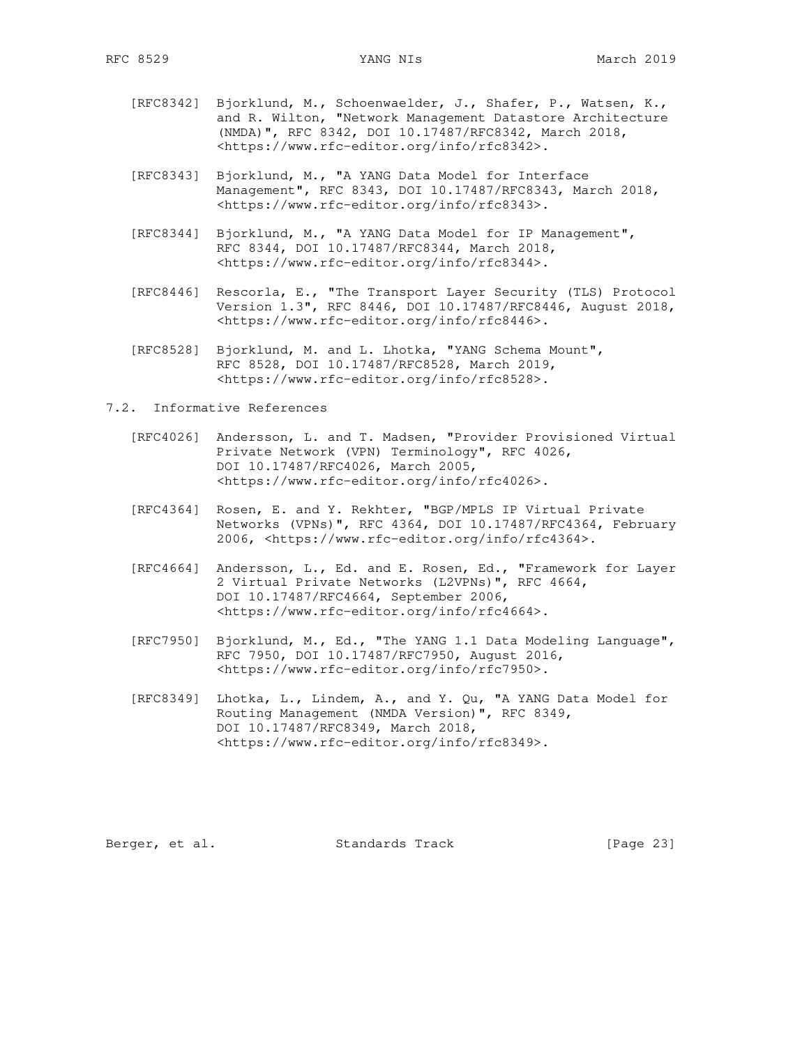[RFC8342] Bjorklund, M., Schoenwaelder, J., Shafer, P., Watsen, K., and R. Wilton, "Network Management Datastore Architecture (NMDA)", RFC 8342, DOI 10.17487/RFC8342, March 2018, <https://www.rfc-editor.org/info/rfc8342>.

[RFC8343] Bjorklund, M., "A YANG Data Model for Interface Management", RFC 8343, DOI 10.17487/RFC8343, March 2018, <https://www.rfc-editor.org/info/rfc8343>.

[RFC8344] Bjorklund, M., "A YANG Data Model for IP Management", RFC 8344, DOI 10.17487/RFC8344, March 2018, <https://www.rfc-editor.org/info/rfc8344>.

[RFC8446] Rescorla, E., "The Transport Layer Security (TLS) Protocol Version 1.3", RFC 8446, DOI 10.17487/RFC8446, August 2018, <https://www.rfc-editor.org/info/rfc8446>.

[RFC8528] Bjorklund, M. and L. Lhotka, "YANG Schema Mount", RFC 8528, DOI 10.17487/RFC8528, March 2019, <https://www.rfc-editor.org/info/rfc8528>.

### 7.2. Informative References

[RFC4026] Andersson, L. and T. Madsen, "Provider Provisioned Virtual Private Network (VPN) Terminology", RFC 4026, DOI 10.17487/RFC4026, March 2005, <https://www.rfc-editor.org/info/rfc4026>.

[RFC4364] Rosen, E. and Y. Rekhter, "BGP/MPLS IP Virtual Private Networks (VPNs)", RFC 4364, DOI 10.17487/RFC4364, February 2006, <https://www.rfc-editor.org/info/rfc4364>.

[RFC4664] Andersson, L., Ed. and E. Rosen, Ed., "Framework for Layer 2 Virtual Private Networks (L2VPNs)", RFC 4664, DOI 10.17487/RFC4664, September 2006, <https://www.rfc-editor.org/info/rfc4664>.

[RFC7950] Bjorklund, M., Ed., "The YANG 1.1 Data Modeling Language", RFC 7950, DOI 10.17487/RFC7950, August 2016, <https://www.rfc-editor.org/info/rfc7950>.

[RFC8349] Lhotka, L., Lindem, A., and Y. Qu, "A YANG Data Model for Routing Management (NMDA Version)", RFC 8349, DOI 10.17487/RFC8349, March 2018, <https://www.rfc-editor.org/info/rfc8349>.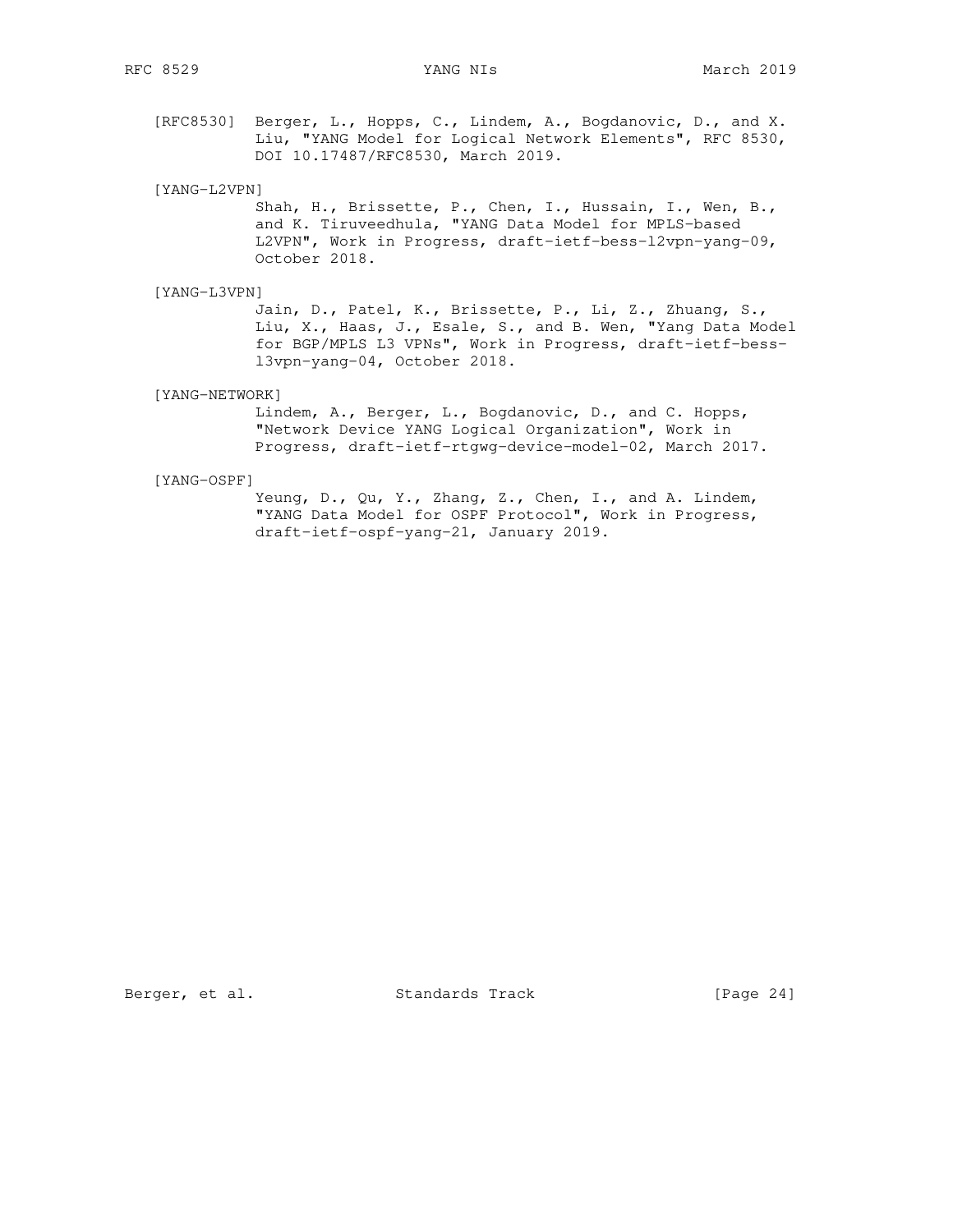[RFC8530] Berger, L., Hopps, C., Lindem, A., Bogdanovic, D., and X. Liu, "YANG Model for Logical Network Elements", RFC 8530, DOI 10.17487/RFC8530, March 2019.

[YANG-L2VPN] Shah, H., Brissette, P., Chen, I., Hussain, I., Wen, B., and K. Tiruveedhula, "YANG Data Model for MPLS-based L2VPN", Work in Progress, draft-ietf-bess-l2vpn-yang-09, October 2018.

[YANG-L3VPN] Jain, D., Patel, K., Brissette, P., Li, Z., Zhuang, S., Liu, X., Haas, J., Esale, S., and B. Wen, "Yang Data Model for BGP/MPLS L3 VPNs", Work in Progress, draft-ietf-bess-l3vpn-yang-04, October 2018.

[YANG-NETWORK] Lindem, A., Berger, L., Bogdanovic, D., and C. Hopps, "Network Device YANG Logical Organization", Work in Progress, draft-ietf-rtgwg-device-model-02, March 2017.

[YANG-OSPF] Yeung, D., Qu, Y., Zhang, Z., Chen, I., and A. Lindem, "YANG Data Model for OSPF Protocol", Work in Progress, draft-ietf-ospf-yang-21, January 2019.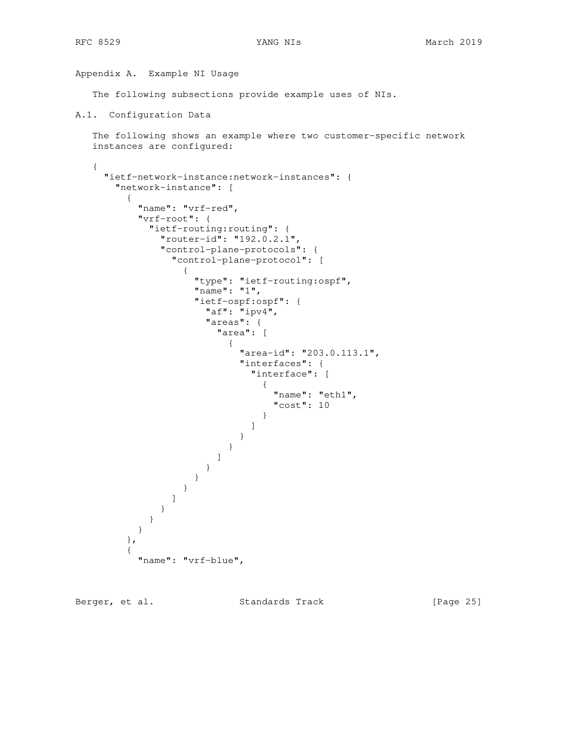## Appendix A. Example NI Usage

The following subsections provide example uses of NIs.

### A.1. Configuration Data

The following shows an example where two customer-specific network instances are configured:

```
{
  "ietf-network-instance:network-instances": {
    "network-instance": [
      {
        "name": "vrf-red",
        "vrf-root": {
          "ietf-routing:routing": {
            "router-id": "192.0.2.1",
            "control-plane-protocols": {
              "control-plane-protocol": [
                {
                  "type": "ietf-routing:ospf",
                  "name": "1",
                  "ietf-ospf:ospf": {
                    "af": "ipv4",
                    "areas": {
                      "area": [
                        {
                          "area-id": "203.0.113.1",
                          "interfaces": {
                            "interface": [
                              {
                                "name": "eth1",
                                "cost": 10
                              }
                            ]
                          }
                        }
                      ]
                    }
                  }
                }
              ]
            }
          }
        }
      },
      {
        "name": "vrf-blue",
```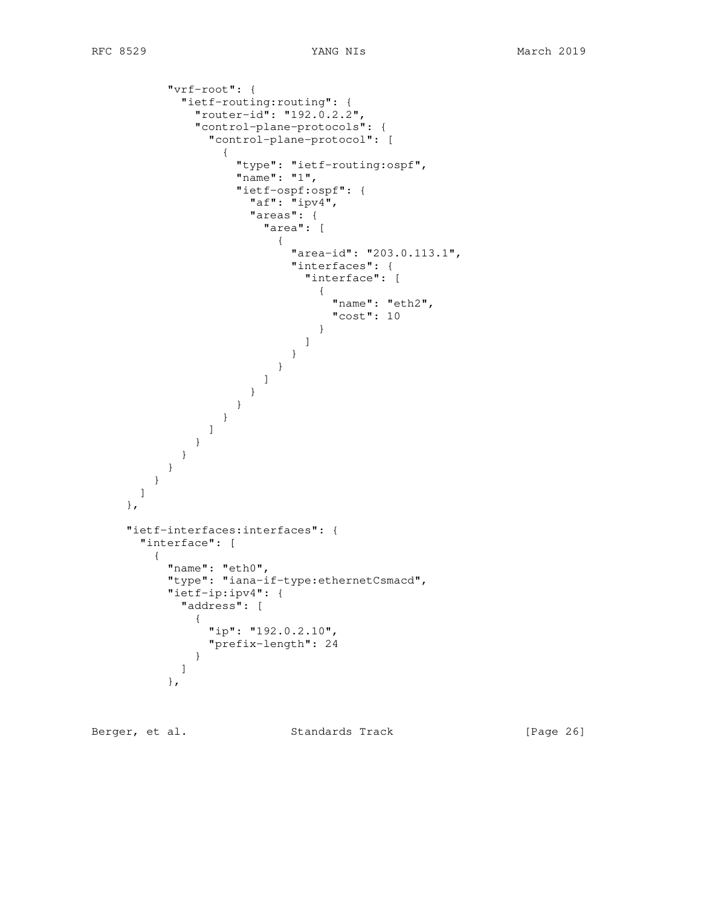```
            "vrf-root": {
              "ietf-routing:routing": {
                "router-id": "192.0.2.2",
                "control-plane-protocols": {
                  "control-plane-protocol": [
                    {
                      "type": "ietf-routing:ospf",
                      "name": "1",
                      "ietf-ospf:ospf": {
                        "af": "ipv4",
                        "areas": {
                          "area": [
                            {
                              "area-id": "203.0.113.1",
                              "interfaces": {
                                "interface": [
                                  {
                                    "name": "eth2",
                                    "cost": 10
                                  }
                                ]
                              }
                            }
                          ]
                        }
                      }
                    }
                  ]
                }
              }
            }
          }
        ]
      },

      "ietf-interfaces:interfaces": {
        "interface": [
          {
            "name": "eth0",
            "type": "iana-if-type:ethernetCsmacd",
            "ietf-ip:ipv4": {
              "address": [
                {
                  "ip": "192.0.2.10",
                  "prefix-length": 24
                }
              ]
            },
```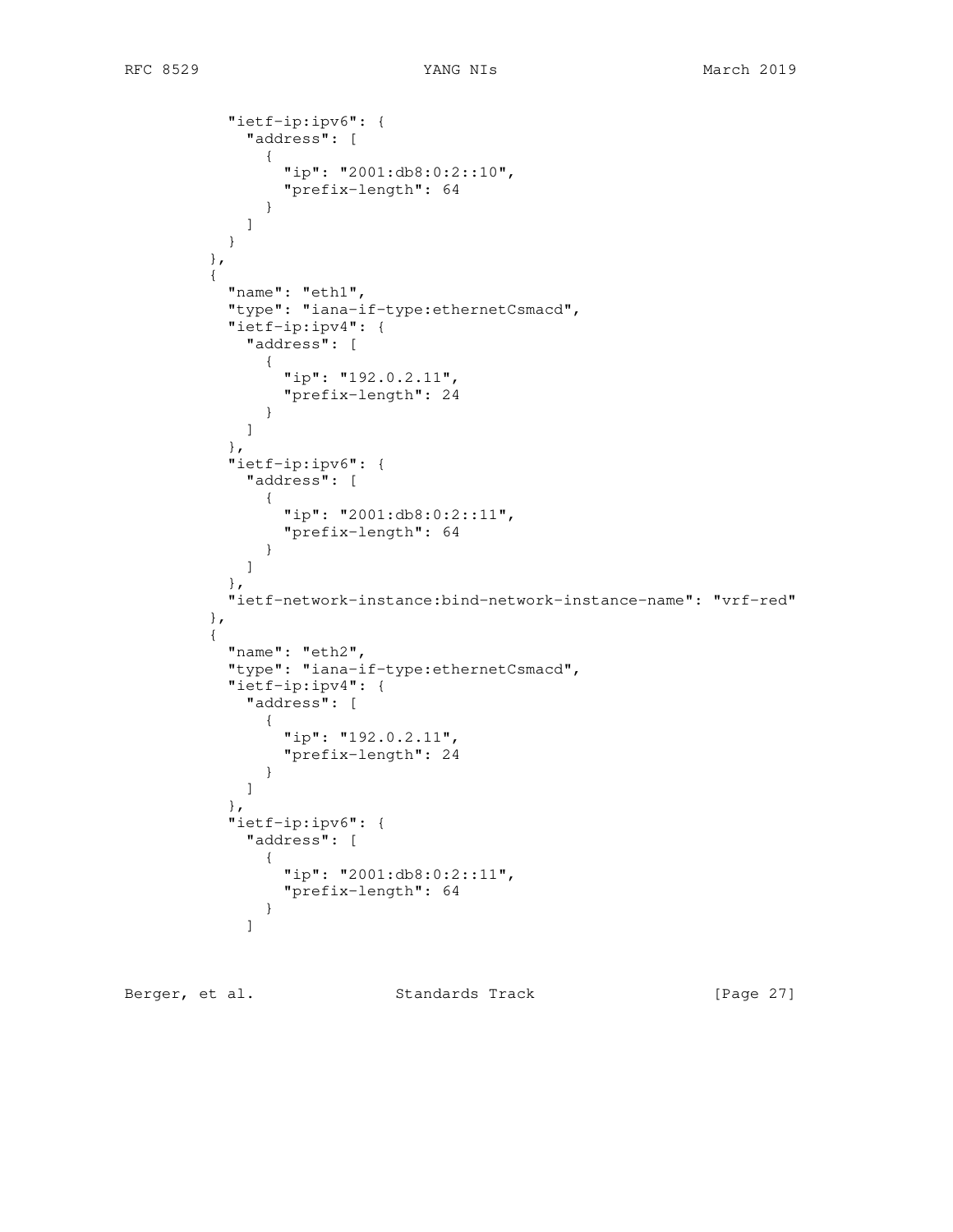```
          "ietf-ip:ipv6": {
            "address": [
              {
                "ip": "2001:db8:0:2::10",
                "prefix-length": 64
              }
            ]
          }
        },
        {
          "name": "eth1",
          "type": "iana-if-type:ethernetCsmacd",
          "ietf-ip:ipv4": {
            "address": [
              {
                "ip": "192.0.2.11",
                "prefix-length": 24
              }
            ]
          },
          "ietf-ip:ipv6": {
            "address": [
              {
                "ip": "2001:db8:0:2::11",
                "prefix-length": 64
              }
            ]
          },
          "ietf-network-instance:bind-network-instance-name": "vrf-red"
        },
        {
          "name": "eth2",
          "type": "iana-if-type:ethernetCsmacd",
          "ietf-ip:ipv4": {
            "address": [
              {
                "ip": "192.0.2.11",
                "prefix-length": 24
              }
            ]
          },
          "ietf-ip:ipv6": {
            "address": [
              {
                "ip": "2001:db8:0:2::11",
                "prefix-length": 64
              }
            ]
```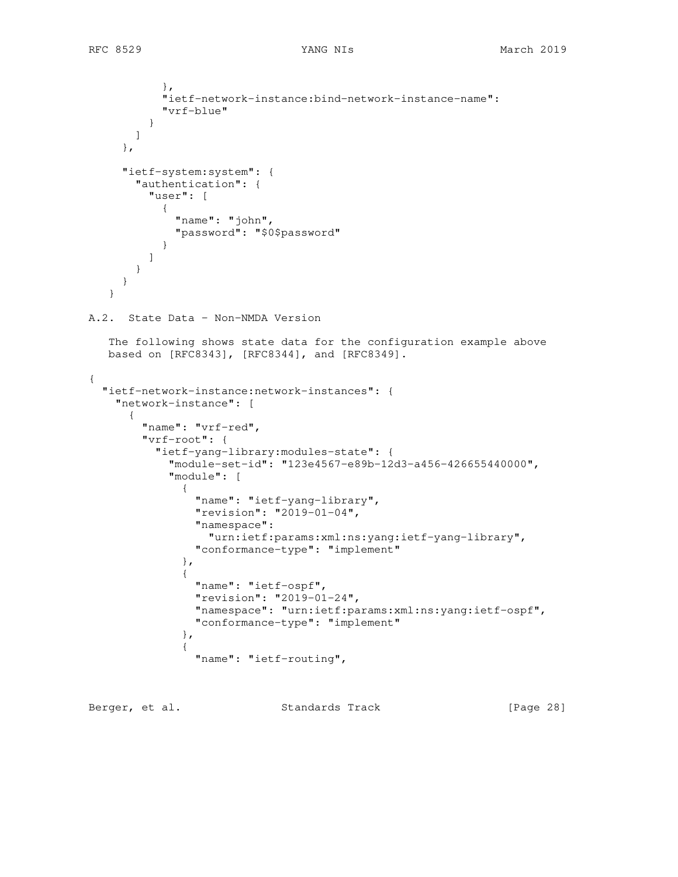```
          },
          "ietf-network-instance:bind-network-instance-name":
          "vrf-blue"
        }
      ]
    },

    "ietf-system:system": {
      "authentication": {
        "user": [
          {
            "name": "john",
            "password": "$0$password"
          }
        ]
      }
    }
  }
```

## A.2. State Data - Non-NMDA Version

The following shows state data for the configuration example above based on [RFC8343], [RFC8344], and [RFC8349].

```
{
  "ietf-network-instance:network-instances": {
    "network-instance": [
      {
        "name": "vrf-red",
        "vrf-root": {
          "ietf-yang-library:modules-state": {
            "module-set-id": "123e4567-e89b-12d3-a456-426655440000",
            "module": [
              {
                "name": "ietf-yang-library",
                "revision": "2019-01-04",
                "namespace":
                  "urn:ietf:params:xml:ns:yang:ietf-yang-library",
                "conformance-type": "implement"
              },
              {
                "name": "ietf-ospf",
                "revision": "2019-01-24",
                "namespace": "urn:ietf:params:xml:ns:yang:ietf-ospf",
                "conformance-type": "implement"
              },
              {
                "name": "ietf-routing",
```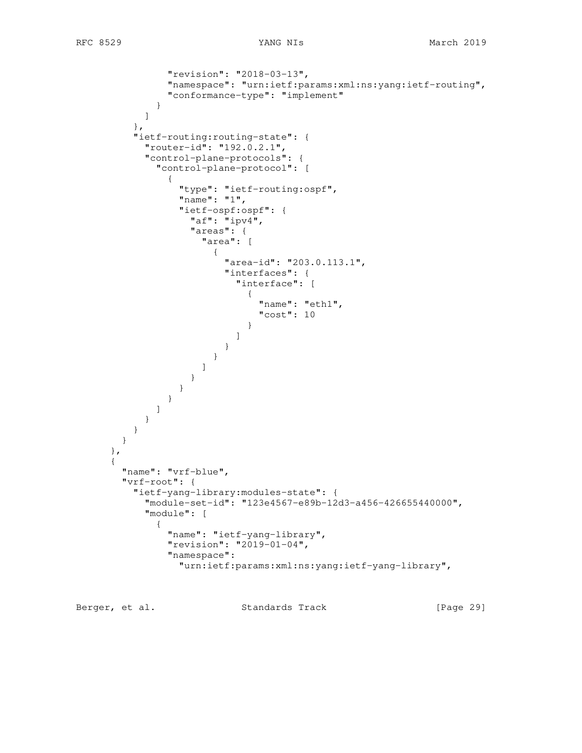```
              "revision": "2018-03-13",
              "namespace": "urn:ietf:params:xml:ns:yang:ietf-routing",
              "conformance-type": "implement"
            }
          ]
        },
        "ietf-routing:routing-state": {
          "router-id": "192.0.2.1",
          "control-plane-protocols": {
            "control-plane-protocol": [
              {
                "type": "ietf-routing:ospf",
                "name": "1",
                "ietf-ospf:ospf": {
                  "af": "ipv4",
                  "areas": {
                    "area": [
                      {
                        "area-id": "203.0.113.1",
                        "interfaces": {
                          "interface": [
                            {
                              "name": "eth1",
                              "cost": 10
                            }
                          ]
                        }
                      }
                    ]
                  }
                }
              }
            ]
          }
        }
      }
    },
    {
      "name": "vrf-blue",
      "vrf-root": {
        "ietf-yang-library:modules-state": {
          "module-set-id": "123e4567-e89b-12d3-a456-426655440000",
          "module": [
            {
              "name": "ietf-yang-library",
              "revision": "2019-01-04",
              "namespace":
                "urn:ietf:params:xml:ns:yang:ietf-yang-library",
```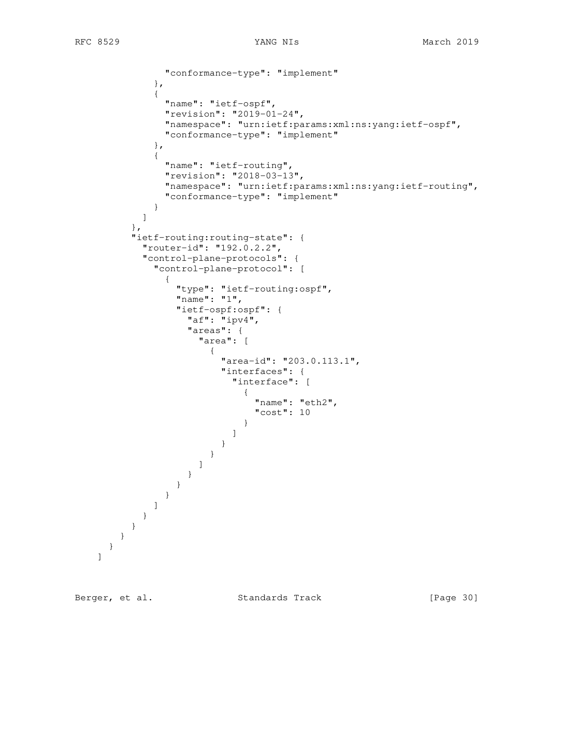```
              "conformance-type": "implement"
            },
            {
              "name": "ietf-ospf",
              "revision": "2019-01-24",
              "namespace": "urn:ietf:params:xml:ns:yang:ietf-ospf",
              "conformance-type": "implement"
            },
            {
              "name": "ietf-routing",
              "revision": "2018-03-13",
              "namespace": "urn:ietf:params:xml:ns:yang:ietf-routing",
              "conformance-type": "implement"
            }
          ]
        },
        "ietf-routing:routing-state": {
          "router-id": "192.0.2.2",
          "control-plane-protocols": {
            "control-plane-protocol": [
              {
                "type": "ietf-routing:ospf",
                "name": "1",
                "ietf-ospf:ospf": {
                  "af": "ipv4",
                  "areas": {
                    "area": [
                      {
                        "area-id": "203.0.113.1",
                        "interfaces": {
                          "interface": [
                            {
                              "name": "eth2",
                              "cost": 10
                            }
                          ]
                        }
                      }
                    ]
                  }
                }
              }
            ]
          }
        }
      }
    }
  ]
```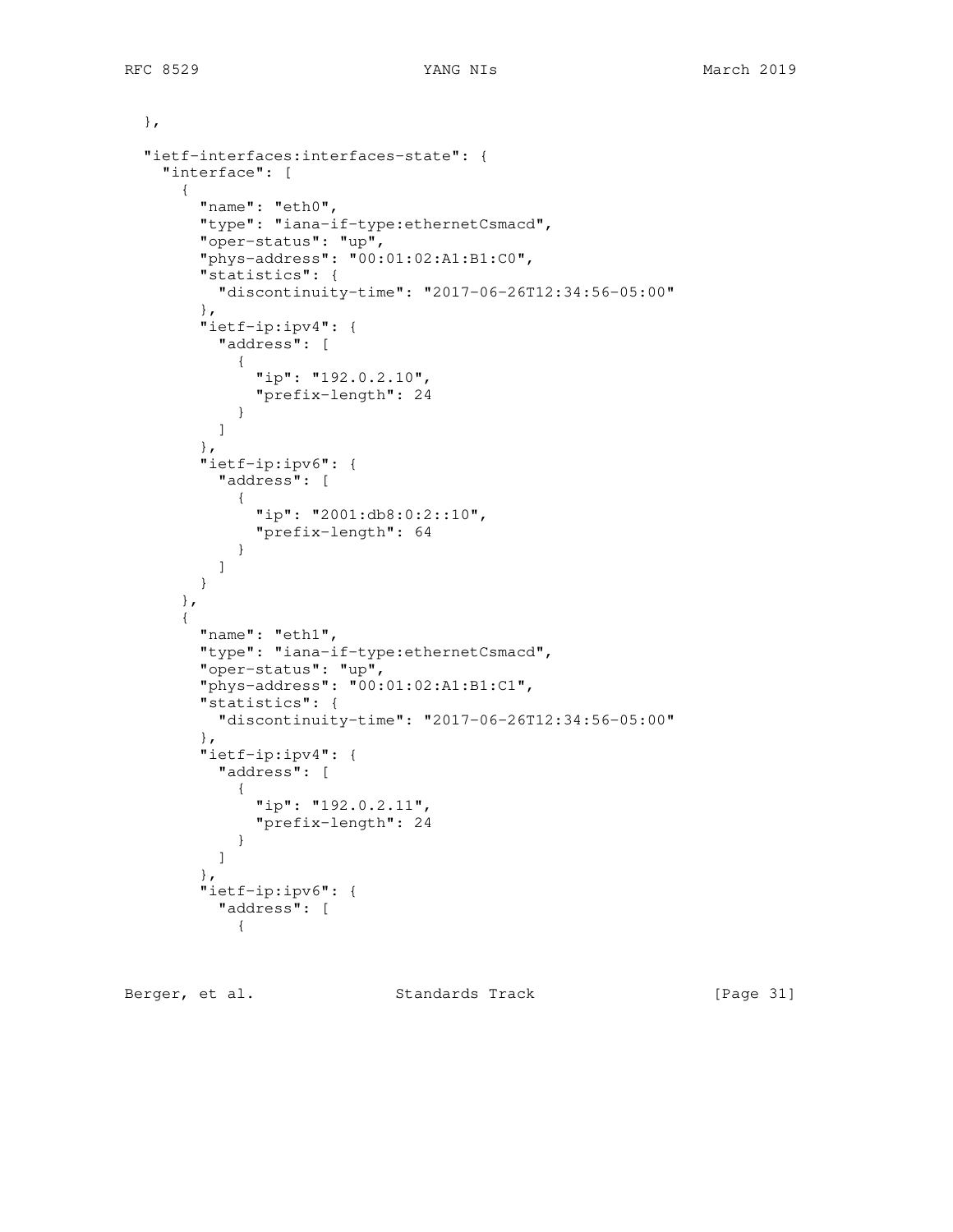```
  },

  "ietf-interfaces:interfaces-state": {
    "interface": [
      {
        "name": "eth0",
        "type": "iana-if-type:ethernetCsmacd",
        "oper-status": "up",
        "phys-address": "00:01:02:A1:B1:C0",
        "statistics": {
          "discontinuity-time": "2017-06-26T12:34:56-05:00"
        },
        "ietf-ip:ipv4": {
          "address": [
            {
              "ip": "192.0.2.10",
              "prefix-length": 24
            }
          ]
        },
        "ietf-ip:ipv6": {
          "address": [
            {
              "ip": "2001:db8:0:2::10",
              "prefix-length": 64
            }
          ]
        }
      },
      {
        "name": "eth1",
        "type": "iana-if-type:ethernetCsmacd",
        "oper-status": "up",
        "phys-address": "00:01:02:A1:B1:C1",
        "statistics": {
          "discontinuity-time": "2017-06-26T12:34:56-05:00"
        },
        "ietf-ip:ipv4": {
          "address": [
            {
              "ip": "192.0.2.11",
              "prefix-length": 24
            }
          ]
        },
        "ietf-ip:ipv6": {
          "address": [
            {
```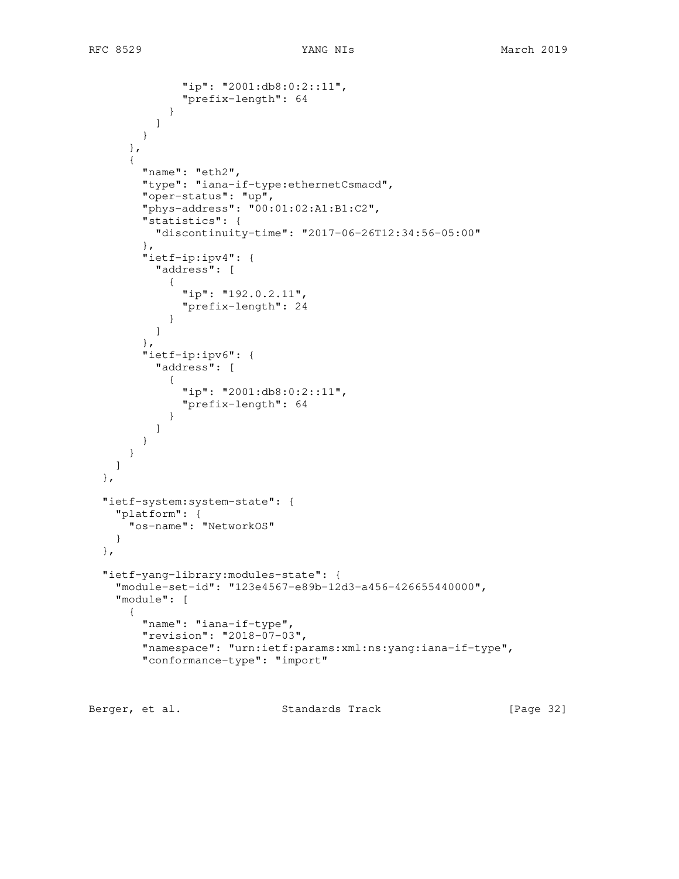```
              "ip": "2001:db8:0:2::11",
              "prefix-length": 64
            }
          ]
        }
      },
      {
        "name": "eth2",
        "type": "iana-if-type:ethernetCsmacd",
        "oper-status": "up",
        "phys-address": "00:01:02:A1:B1:C2",
        "statistics": {
          "discontinuity-time": "2017-06-26T12:34:56-05:00"
        },
        "ietf-ip:ipv4": {
          "address": [
            {
              "ip": "192.0.2.11",
              "prefix-length": 24
            }
          ]
        },
        "ietf-ip:ipv6": {
          "address": [
            {
              "ip": "2001:db8:0:2::11",
              "prefix-length": 64
            }
          ]
        }
      }
    ]
  },

  "ietf-system:system-state": {
    "platform": {
      "os-name": "NetworkOS"
    }
  },

  "ietf-yang-library:modules-state": {
    "module-set-id": "123e4567-e89b-12d3-a456-426655440000",
    "module": [
      {
        "name": "iana-if-type",
        "revision": "2018-07-03",
        "namespace": "urn:ietf:params:xml:ns:yang:iana-if-type",
        "conformance-type": "import"
```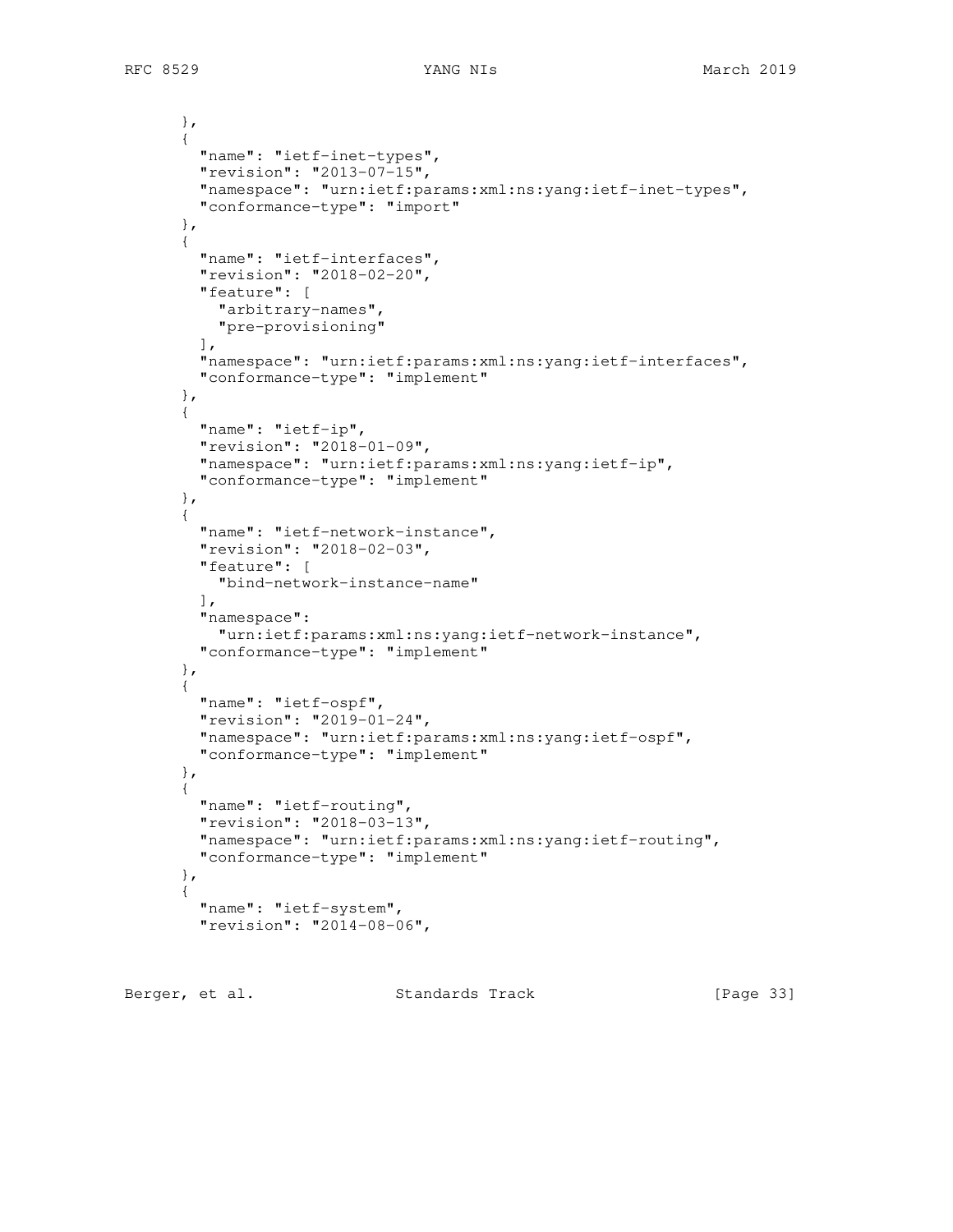```
      },
      {
        "name": "ietf-inet-types",
        "revision": "2013-07-15",
        "namespace": "urn:ietf:params:xml:ns:yang:ietf-inet-types",
        "conformance-type": "import"
      },
      {
        "name": "ietf-interfaces",
        "revision": "2018-02-20",
        "feature": [
          "arbitrary-names",
          "pre-provisioning"
        ],
        "namespace": "urn:ietf:params:xml:ns:yang:ietf-interfaces",
        "conformance-type": "implement"
      },
      {
        "name": "ietf-ip",
        "revision": "2018-01-09",
        "namespace": "urn:ietf:params:xml:ns:yang:ietf-ip",
        "conformance-type": "implement"
      },
      {
        "name": "ietf-network-instance",
        "revision": "2018-02-03",
        "feature": [
          "bind-network-instance-name"
        ],
        "namespace":
          "urn:ietf:params:xml:ns:yang:ietf-network-instance",
        "conformance-type": "implement"
      },
      {
        "name": "ietf-ospf",
        "revision": "2019-01-24",
        "namespace": "urn:ietf:params:xml:ns:yang:ietf-ospf",
        "conformance-type": "implement"
      },
      {
        "name": "ietf-routing",
        "revision": "2018-03-13",
        "namespace": "urn:ietf:params:xml:ns:yang:ietf-routing",
        "conformance-type": "implement"
      },
      {
        "name": "ietf-system",
        "revision": "2014-08-06",
```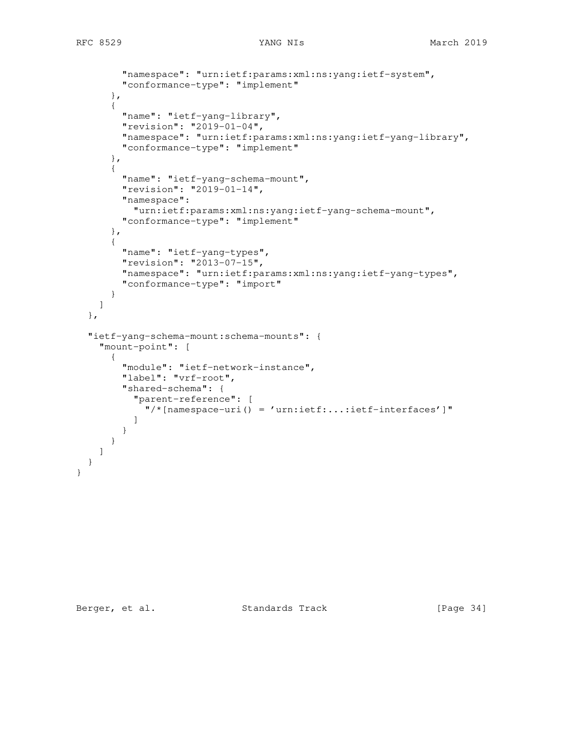```
        "namespace": "urn:ietf:params:xml:ns:yang:ietf-system",
        "conformance-type": "implement"
      },
      {
        "name": "ietf-yang-library",
        "revision": "2019-01-04",
        "namespace": "urn:ietf:params:xml:ns:yang:ietf-yang-library",
        "conformance-type": "implement"
      },
      {
        "name": "ietf-yang-schema-mount",
        "revision": "2019-01-14",
        "namespace":
          "urn:ietf:params:xml:ns:yang:ietf-yang-schema-mount",
        "conformance-type": "implement"
      },
      {
        "name": "ietf-yang-types",
        "revision": "2013-07-15",
        "namespace": "urn:ietf:params:xml:ns:yang:ietf-yang-types",
        "conformance-type": "import"
      }
    ]
  },

  "ietf-yang-schema-mount:schema-mounts": {
    "mount-point": [
      {
        "module": "ietf-network-instance",
        "label": "vrf-root",
        "shared-schema": {
          "parent-reference": [
            "/*[namespace-uri() = 'urn:ietf:...:ietf-interfaces']"
          ]
        }
      }
    ]
  }
}
```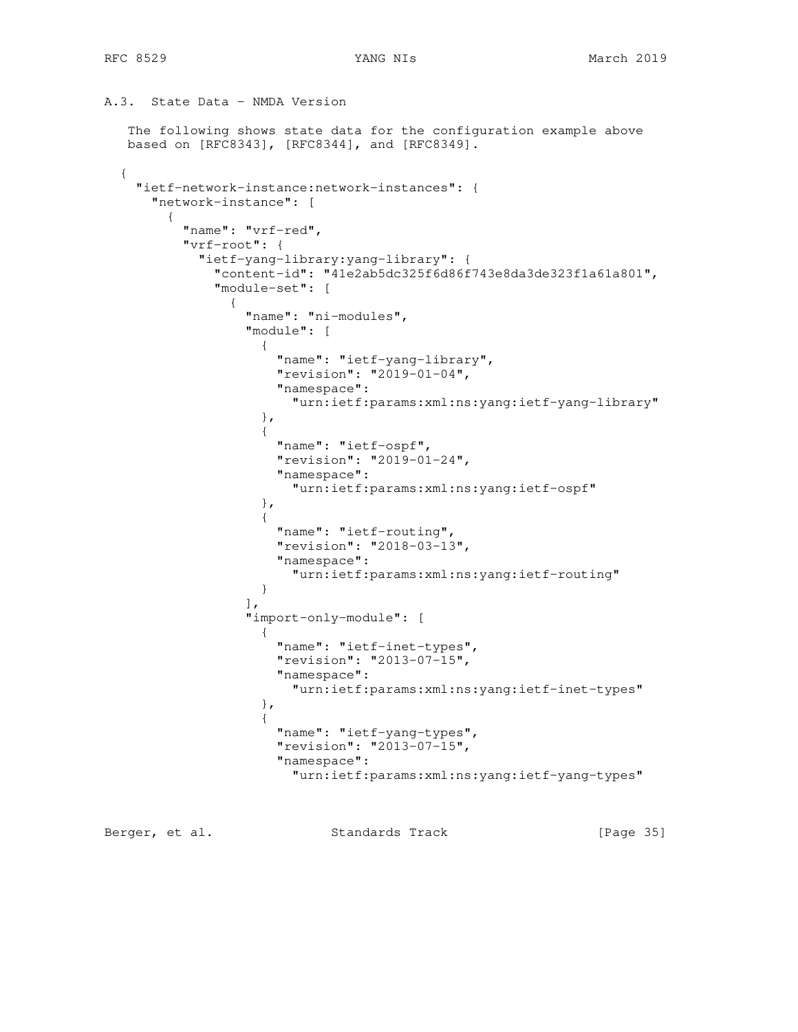### A.3. State Data - NMDA Version

The following shows state data for the configuration example above based on [RFC8343], [RFC8344], and [RFC8349].

```
{
  "ietf-network-instance:network-instances": {
    "network-instance": [
      {
        "name": "vrf-red",
        "vrf-root": {
          "ietf-yang-library:yang-library": {
            "content-id": "41e2ab5dc325f6d86f743e8da3de323f1a61a801",
            "module-set": [
              {
                "name": "ni-modules",
                "module": [
                  {
                    "name": "ietf-yang-library",
                    "revision": "2019-01-04",
                    "namespace":
                      "urn:ietf:params:xml:ns:yang:ietf-yang-library"
                  },
                  {
                    "name": "ietf-ospf",
                    "revision": "2019-01-24",
                    "namespace":
                      "urn:ietf:params:xml:ns:yang:ietf-ospf"
                  },
                  {
                    "name": "ietf-routing",
                    "revision": "2018-03-13",
                    "namespace":
                      "urn:ietf:params:xml:ns:yang:ietf-routing"
                  }
                ],
                "import-only-module": [
                  {
                    "name": "ietf-inet-types",
                    "revision": "2013-07-15",
                    "namespace":
                      "urn:ietf:params:xml:ns:yang:ietf-inet-types"
                  },
                  {
                    "name": "ietf-yang-types",
                    "revision": "2013-07-15",
                    "namespace":
                      "urn:ietf:params:xml:ns:yang:ietf-yang-types"
```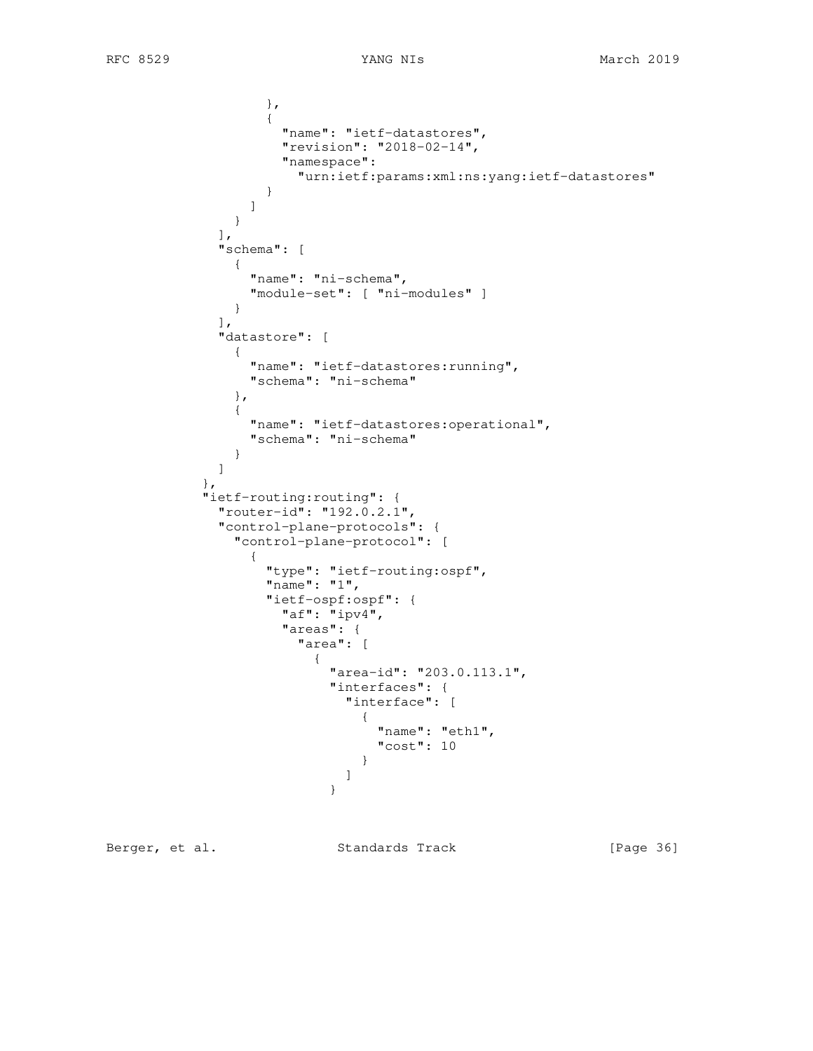```
                  },
                  {
                    "name": "ietf-datastores",
                    "revision": "2018-02-14",
                    "namespace":
                      "urn:ietf:params:xml:ns:yang:ietf-datastores"
                  }
                ]
              }
            ],
            "schema": [
              {
                "name": "ni-schema",
                "module-set": [ "ni-modules" ]
              }
            ],
            "datastore": [
              {
                "name": "ietf-datastores:running",
                "schema": "ni-schema"
              },
              {
                "name": "ietf-datastores:operational",
                "schema": "ni-schema"
              }
            ]
          },
          "ietf-routing:routing": {
            "router-id": "192.0.2.1",
            "control-plane-protocols": {
              "control-plane-protocol": [
                {
                  "type": "ietf-routing:ospf",
                  "name": "1",
                  "ietf-ospf:ospf": {
                    "af": "ipv4",
                    "areas": {
                      "area": [
                        {
                          "area-id": "203.0.113.1",
                          "interfaces": {
                            "interface": [
                              {
                                "name": "eth1",
                                "cost": 10
                              }
                            ]
                          }
```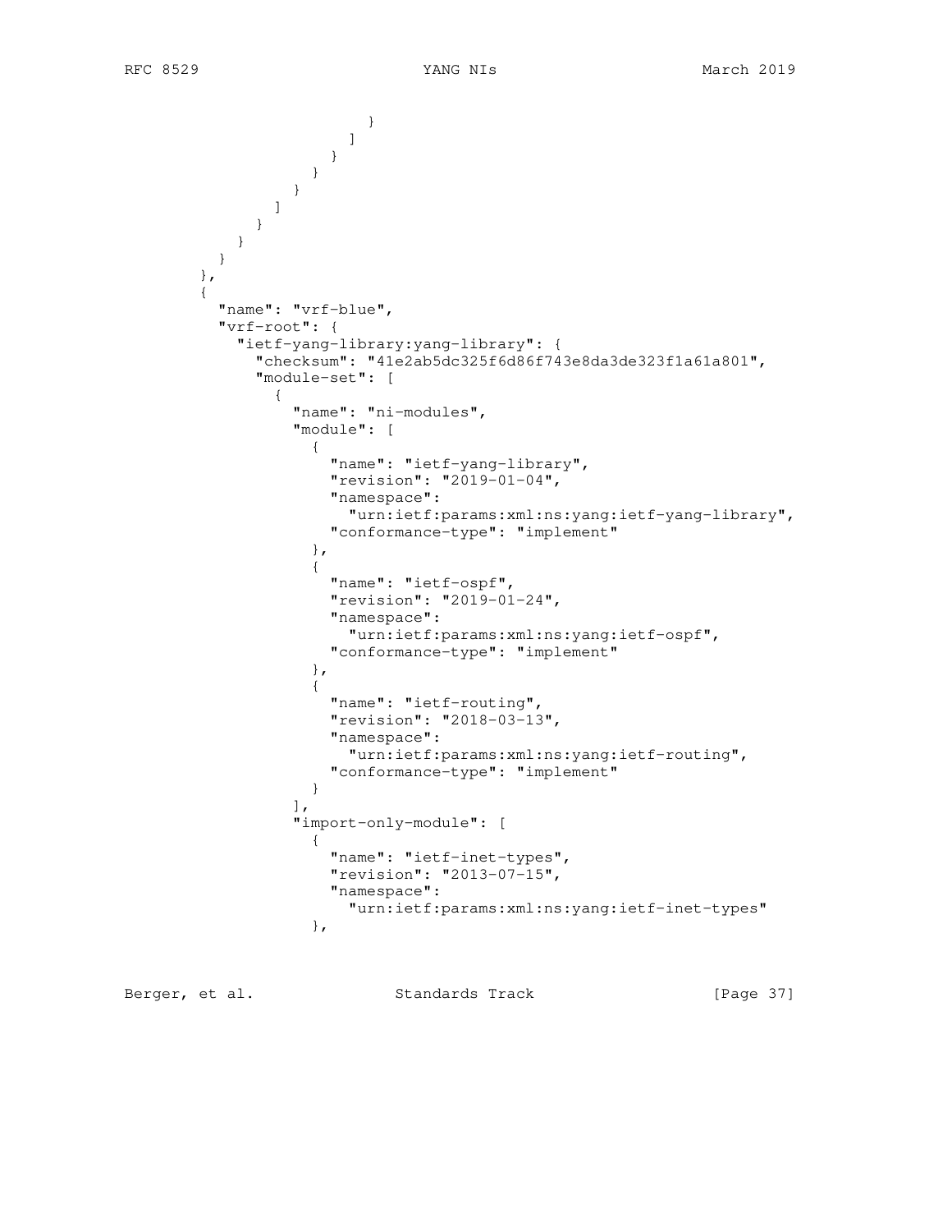```
                      }
                    ]
                  }
                }
              }
            ]
          }
        }
      }
    },
    {
      "name": "vrf-blue",
      "vrf-root": {
        "ietf-yang-library:yang-library": {
          "checksum": "41e2ab5dc325f6d86f743e8da3de323f1a61a801",
          "module-set": [
            {
              "name": "ni-modules",
              "module": [
                {
                  "name": "ietf-yang-library",
                  "revision": "2019-01-04",
                  "namespace":
                    "urn:ietf:params:xml:ns:yang:ietf-yang-library",
                  "conformance-type": "implement"
                },
                {
                  "name": "ietf-ospf",
                  "revision": "2019-01-24",
                  "namespace":
                    "urn:ietf:params:xml:ns:yang:ietf-ospf",
                  "conformance-type": "implement"
                },
                {
                  "name": "ietf-routing",
                  "revision": "2018-03-13",
                  "namespace":
                    "urn:ietf:params:xml:ns:yang:ietf-routing",
                  "conformance-type": "implement"
                }
              ],
              "import-only-module": [
                {
                  "name": "ietf-inet-types",
                  "revision": "2013-07-15",
                  "namespace":
                    "urn:ietf:params:xml:ns:yang:ietf-inet-types"
                },
```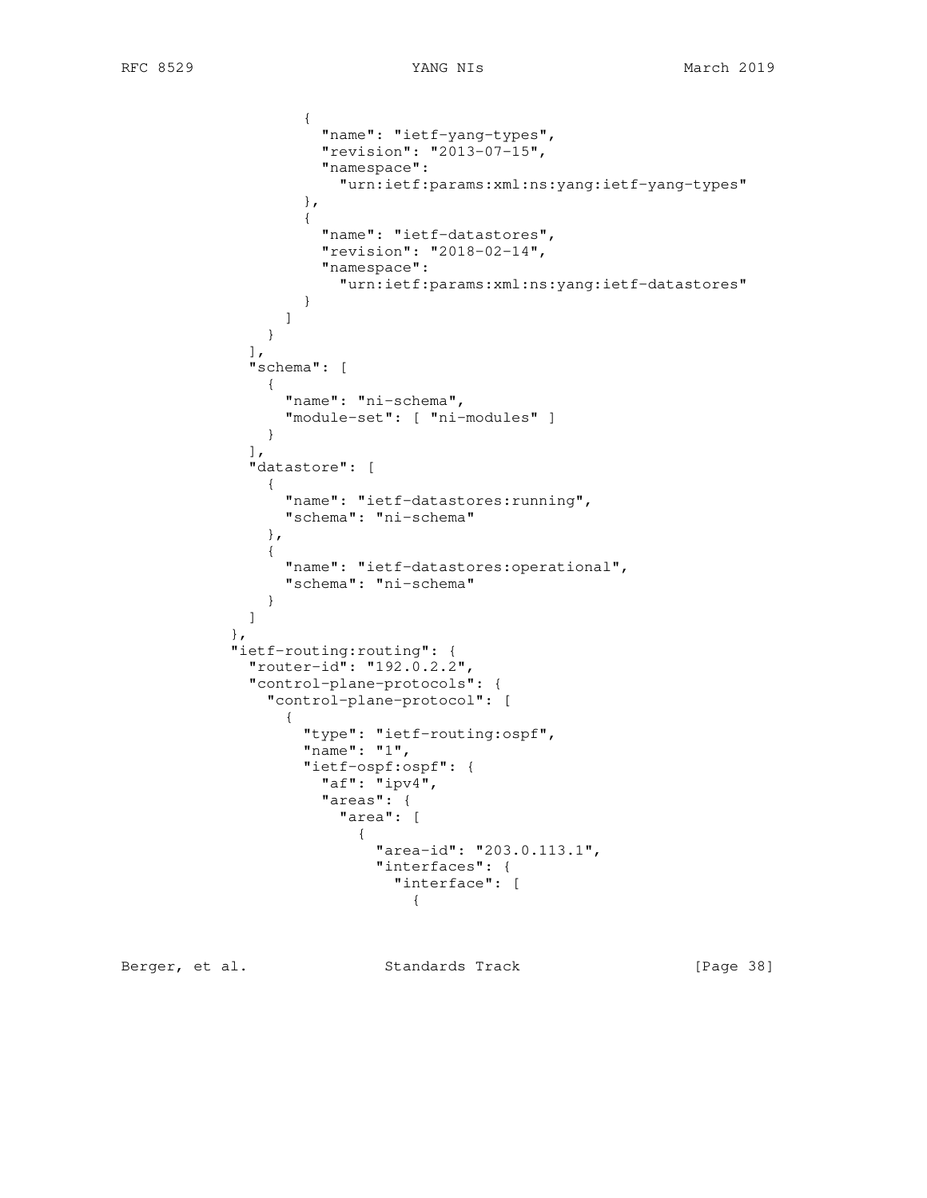```
                {
                  "name": "ietf-yang-types",
                  "revision": "2013-07-15",
                  "namespace":
                    "urn:ietf:params:xml:ns:yang:ietf-yang-types"
                },
                {
                  "name": "ietf-datastores",
                  "revision": "2018-02-14",
                  "namespace":
                    "urn:ietf:params:xml:ns:yang:ietf-datastores"
                }
              ]
            }
          ],
          "schema": [
            {
              "name": "ni-schema",
              "module-set": [ "ni-modules" ]
            }
          ],
          "datastore": [
            {
              "name": "ietf-datastores:running",
              "schema": "ni-schema"
            },
            {
              "name": "ietf-datastores:operational",
              "schema": "ni-schema"
            }
          ]
        },
        "ietf-routing:routing": {
          "router-id": "192.0.2.2",
          "control-plane-protocols": {
            "control-plane-protocol": [
              {
                "type": "ietf-routing:ospf",
                "name": "1",
                "ietf-ospf:ospf": {
                  "af": "ipv4",
                  "areas": {
                    "area": [
                      {
                        "area-id": "203.0.113.1",
                        "interfaces": {
                          "interface": [
                            {
```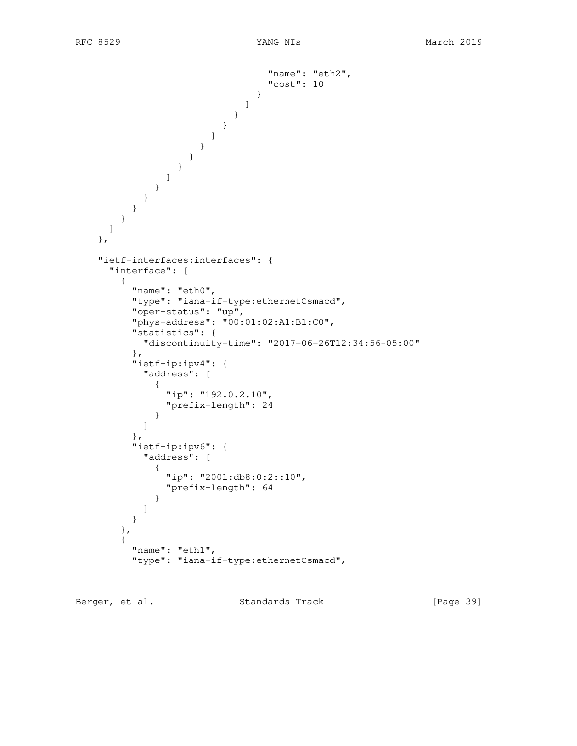```
                                  "name": "eth2",
                                  "cost": 10
                                }
                              ]
                            }
                          }
                        ]
                      }
                    }
                  }
                ]
              }
            }
          }
        }
      ]
    },

    "ietf-interfaces:interfaces": {
      "interface": [
        {
          "name": "eth0",
          "type": "iana-if-type:ethernetCsmacd",
          "oper-status": "up",
          "phys-address": "00:01:02:A1:B1:C0",
          "statistics": {
            "discontinuity-time": "2017-06-26T12:34:56-05:00"
          },
          "ietf-ip:ipv4": {
            "address": [
              {
                "ip": "192.0.2.10",
                "prefix-length": 24
              }
            ]
          },
          "ietf-ip:ipv6": {
            "address": [
              {
                "ip": "2001:db8:0:2::10",
                "prefix-length": 64
              }
            ]
          }
        },
        {
          "name": "eth1",
          "type": "iana-if-type:ethernetCsmacd",
```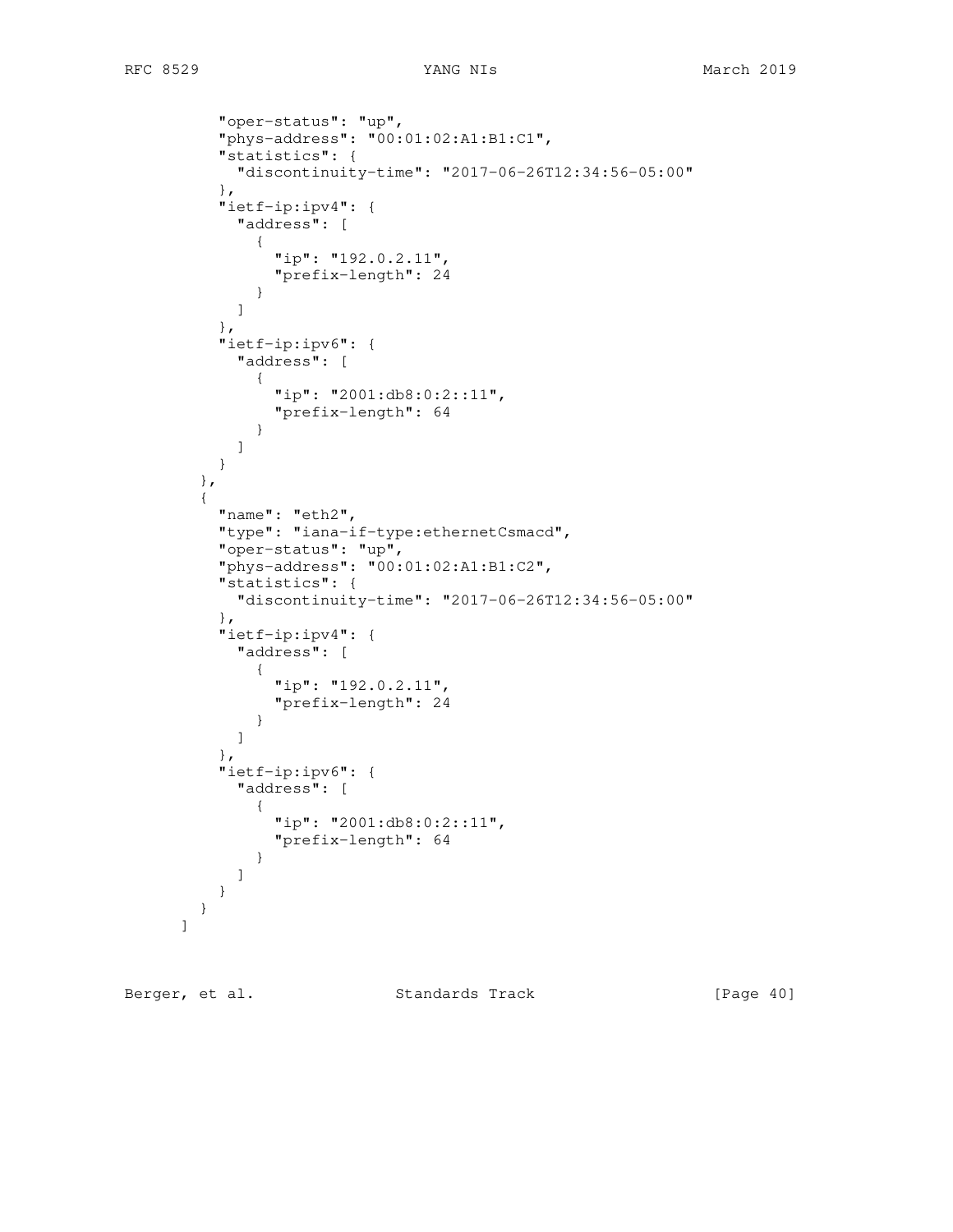```
          "oper-status": "up",
          "phys-address": "00:01:02:A1:B1:C1",
          "statistics": {
            "discontinuity-time": "2017-06-26T12:34:56-05:00"
          },
          "ietf-ip:ipv4": {
            "address": [
              {
                "ip": "192.0.2.11",
                "prefix-length": 24
              }
            ]
          },
          "ietf-ip:ipv6": {
            "address": [
              {
                "ip": "2001:db8:0:2::11",
                "prefix-length": 64
              }
            ]
          }
        },
        {
          "name": "eth2",
          "type": "iana-if-type:ethernetCsmacd",
          "oper-status": "up",
          "phys-address": "00:01:02:A1:B1:C2",
          "statistics": {
            "discontinuity-time": "2017-06-26T12:34:56-05:00"
          },
          "ietf-ip:ipv4": {
            "address": [
              {
                "ip": "192.0.2.11",
                "prefix-length": 24
              }
            ]
          },
          "ietf-ip:ipv6": {
            "address": [
              {
                "ip": "2001:db8:0:2::11",
                "prefix-length": 64
              }
            ]
          }
        }
      ]
```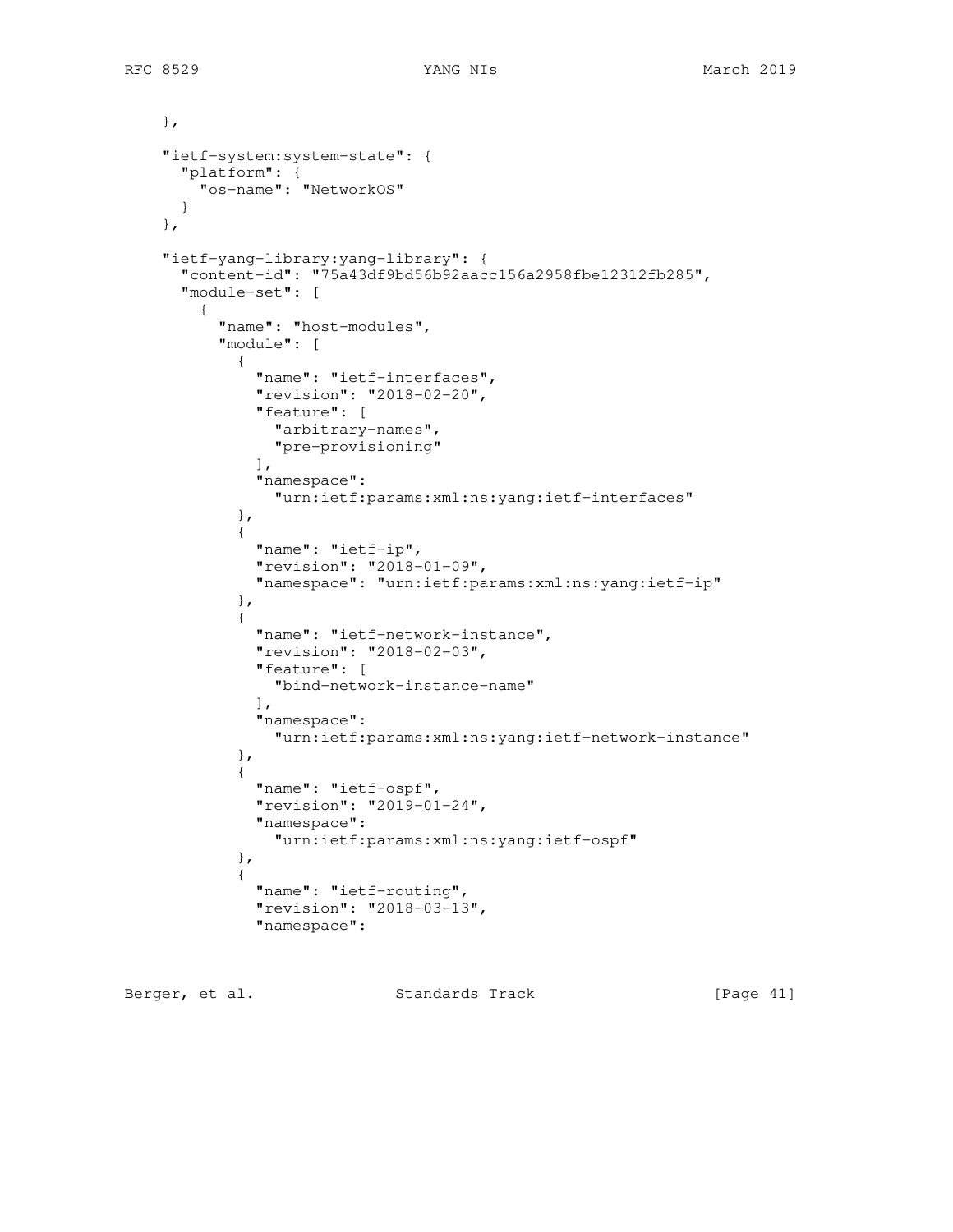```
    },

    "ietf-system:system-state": {
      "platform": {
        "os-name": "NetworkOS"
      }
    },

    "ietf-yang-library:yang-library": {
      "content-id": "75a43df9bd56b92aacc156a2958fbe12312fb285",
      "module-set": [
        {
          "name": "host-modules",
          "module": [
            {
              "name": "ietf-interfaces",
              "revision": "2018-02-20",
              "feature": [
                "arbitrary-names",
                "pre-provisioning"
              ],
              "namespace":
                "urn:ietf:params:xml:ns:yang:ietf-interfaces"
            },
            {
              "name": "ietf-ip",
              "revision": "2018-01-09",
              "namespace": "urn:ietf:params:xml:ns:yang:ietf-ip"
            },
            {
              "name": "ietf-network-instance",
              "revision": "2018-02-03",
              "feature": [
                "bind-network-instance-name"
              ],
              "namespace":
                "urn:ietf:params:xml:ns:yang:ietf-network-instance"
            },
            {
              "name": "ietf-ospf",
              "revision": "2019-01-24",
              "namespace":
                "urn:ietf:params:xml:ns:yang:ietf-ospf"
            },
            {
              "name": "ietf-routing",
              "revision": "2018-03-13",
              "namespace":
```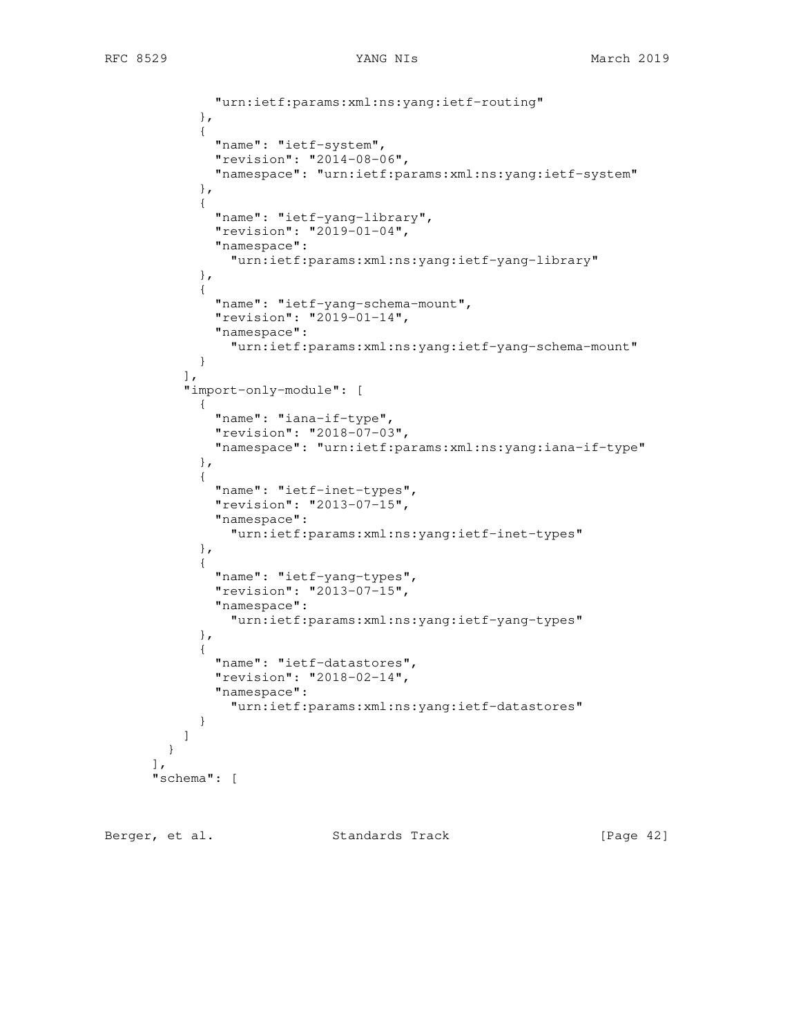```
            "urn:ietf:params:xml:ns:yang:ietf-routing"
          },
          {
            "name": "ietf-system",
            "revision": "2014-08-06",
            "namespace": "urn:ietf:params:xml:ns:yang:ietf-system"
          },
          {
            "name": "ietf-yang-library",
            "revision": "2019-01-04",
            "namespace":
              "urn:ietf:params:xml:ns:yang:ietf-yang-library"
          },
          {
            "name": "ietf-yang-schema-mount",
            "revision": "2019-01-14",
            "namespace":
              "urn:ietf:params:xml:ns:yang:ietf-yang-schema-mount"
          }
        ],
        "import-only-module": [
          {
            "name": "iana-if-type",
            "revision": "2018-07-03",
            "namespace": "urn:ietf:params:xml:ns:yang:iana-if-type"
          },
          {
            "name": "ietf-inet-types",
            "revision": "2013-07-15",
            "namespace":
              "urn:ietf:params:xml:ns:yang:ietf-inet-types"
          },
          {
            "name": "ietf-yang-types",
            "revision": "2013-07-15",
            "namespace":
              "urn:ietf:params:xml:ns:yang:ietf-yang-types"
          },
          {
            "name": "ietf-datastores",
            "revision": "2018-02-14",
            "namespace":
              "urn:ietf:params:xml:ns:yang:ietf-datastores"
          }
        ]
      }
    ],
    "schema": [
```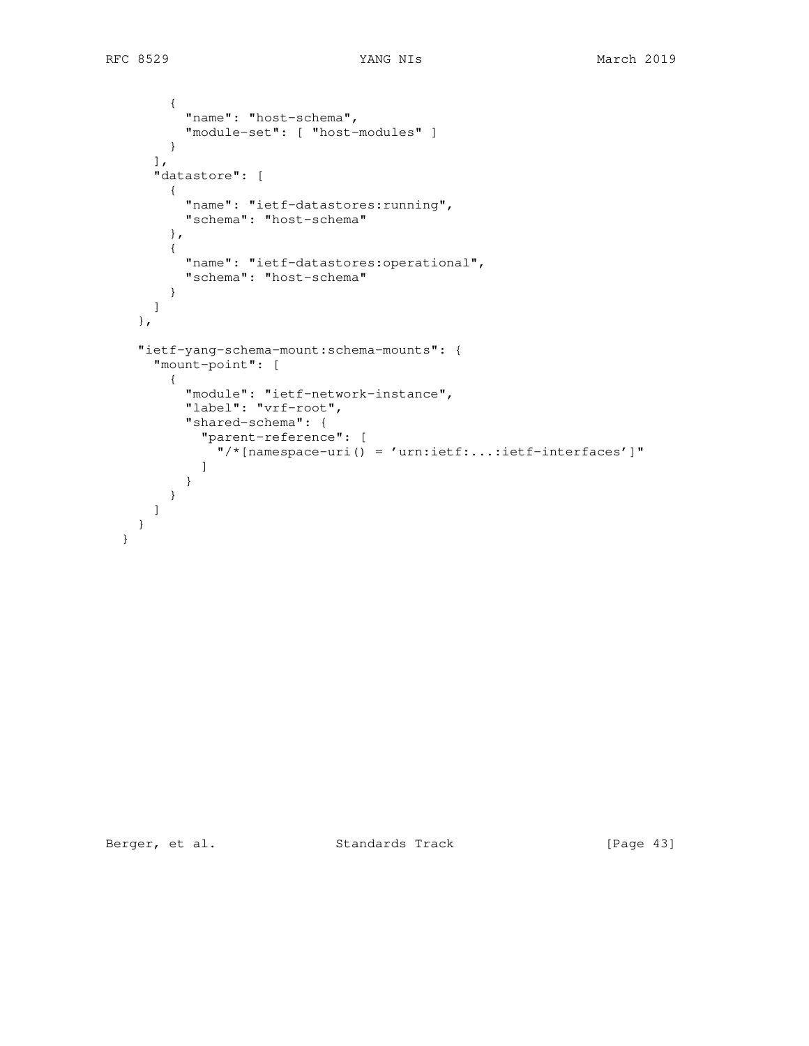```
        {
          "name": "host-schema",
          "module-set": [ "host-modules" ]
        }
      ],
      "datastore": [
        {
          "name": "ietf-datastores:running",
          "schema": "host-schema"
        },
        {
          "name": "ietf-datastores:operational",
          "schema": "host-schema"
        }
      ]
    },

    "ietf-yang-schema-mount:schema-mounts": {
      "mount-point": [
        {
          "module": "ietf-network-instance",
          "label": "vrf-root",
          "shared-schema": {
            "parent-reference": [
              "/*[namespace-uri() = 'urn:ietf:...:ietf-interfaces']"
            ]
          }
        }
      ]
    }
  }
```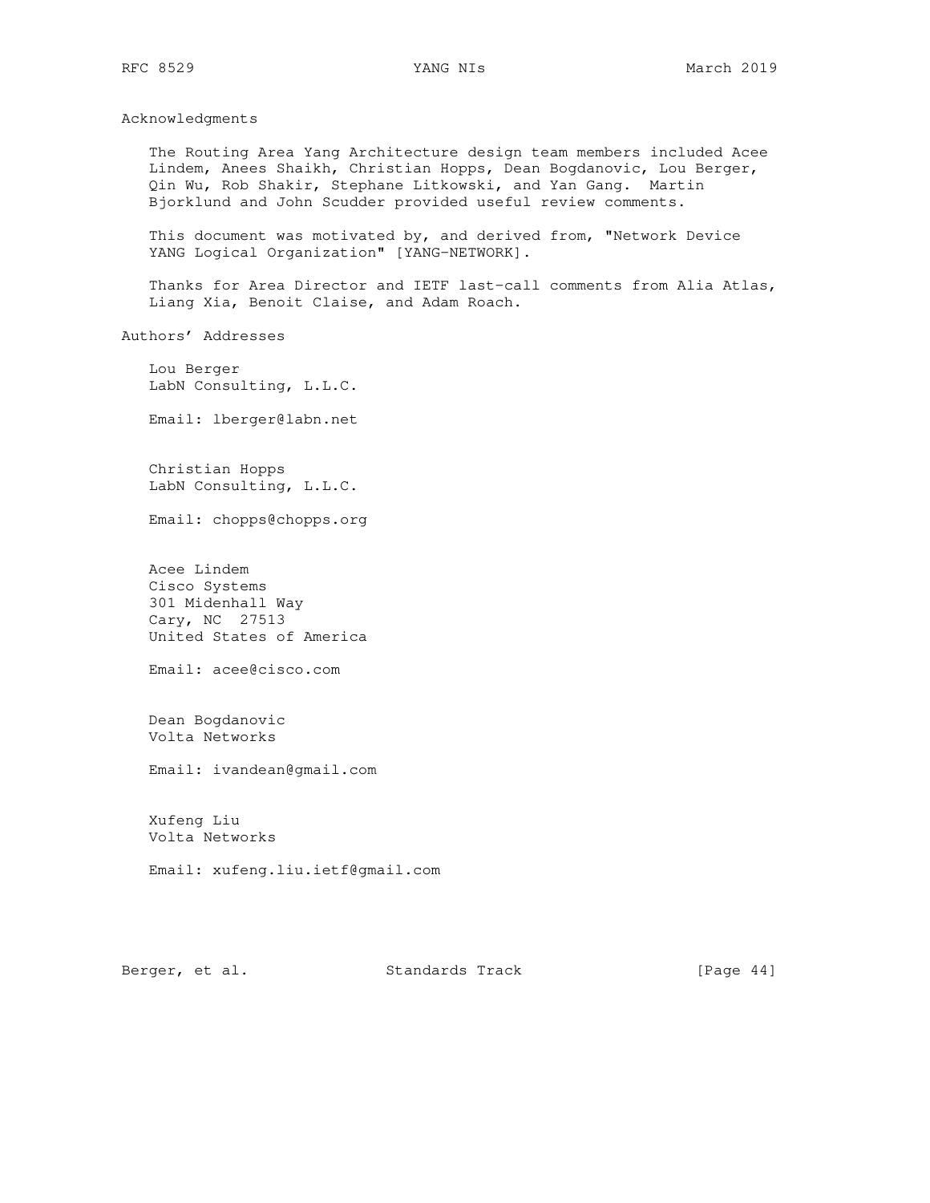## Acknowledgments

The Routing Area Yang Architecture design team members included Acee Lindem, Anees Shaikh, Christian Hopps, Dean Bogdanovic, Lou Berger, Qin Wu, Rob Shakir, Stephane Litkowski, and Yan Gang. Martin Bjorklund and John Scudder provided useful review comments.

This document was motivated by, and derived from, "Network Device YANG Logical Organization" [YANG-NETWORK].

Thanks for Area Director and IETF last-call comments from Alia Atlas, Liang Xia, Benoit Claise, and Adam Roach.

## Authors' Addresses

Lou Berger
LabN Consulting, L.L.C.

Email: lberger@labn.net

Christian Hopps
LabN Consulting, L.L.C.

Email: chopps@chopps.org

Acee Lindem
Cisco Systems
301 Midenhall Way
Cary, NC 27513
United States of America

Email: acee@cisco.com

Dean Bogdanovic
Volta Networks

Email: ivandean@gmail.com

Xufeng Liu
Volta Networks

Email: xufeng.liu.ietf@gmail.com